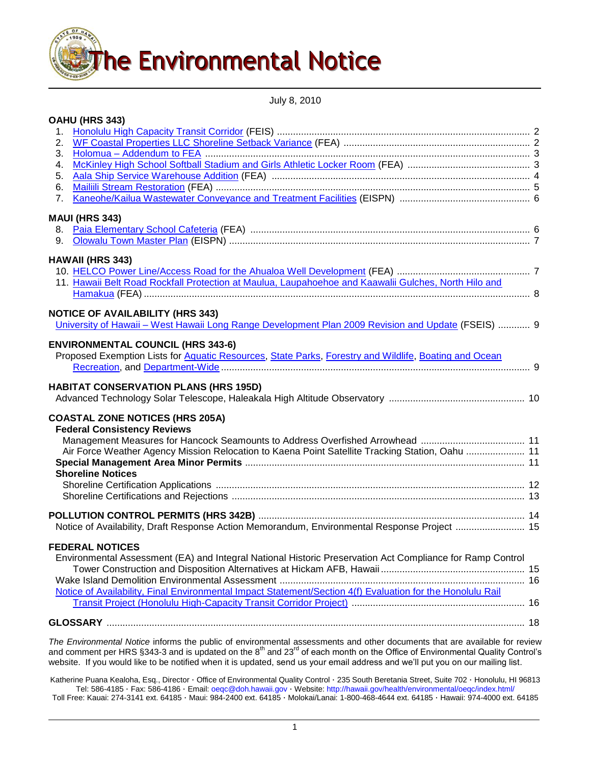# The Environmental Notice

July 8, 2010

**OAHU (HRS 343)**

1. Honolulu High Capacity Transit Corridor (FEIS) ..... 2
2. WF Coastal Properties LLC Shoreline Setback Variance (FEA) ..... 2
3. Holomua – Addendum to FEA ..... 3
4. McKinley High School Softball Stadium and Girls Athletic Locker Room (FEA) ..... 3
5. Aala Ship Service Warehouse Addition (FEA) ..... 4
6. Mailiili Stream Restoration (FEA) ..... 5
7. Kaneohe/Kailua Wastewater Conveyance and Treatment Facilities (EISPN) ..... 6

**MAUI (HRS 343)**

8. Paia Elementary School Cafeteria (FEA) ..... 6
9. Olowalu Town Master Plan (EISPN) ..... 7

**HAWAII (HRS 343)**

10. HELCO Power Line/Access Road for the Ahualoa Well Development (FEA) ..... 7
11. Hawaii Belt Road Rockfall Protection at Maulua, Laupahoehoe and Kaawalii Gulches, North Hilo and Hamakua (FEA) ..... 8

**NOTICE OF AVAILABILITY (HRS 343)**

University of Hawaii – West Hawaii Long Range Development Plan 2009 Revision and Update (FSEIS) ..... 9

**ENVIRONMENTAL COUNCIL (HRS 343-6)**

Proposed Exemption Lists for Aquatic Resources, State Parks, Forestry and Wildlife, Boating and Ocean Recreation, and Department-Wide ..... 9

**HABITAT CONSERVATION PLANS (HRS 195D)**

Advanced Technology Solar Telescope, Haleakala High Altitude Observatory ..... 10

**COASTAL ZONE NOTICES (HRS 205A)**

**Federal Consistency Reviews**

Management Measures for Hancock Seamounts to Address Overfished Arrowhead ..... 11
Air Force Weather Agency Mission Relocation to Kaena Point Satellite Tracking Station, Oahu ..... 11

**Special Management Area Minor Permits** ..... 11

**Shoreline Notices**

Shoreline Certification Applications ..... 12
Shoreline Certifications and Rejections ..... 13

**POLLUTION CONTROL PERMITS (HRS 342B)** ..... 14

Notice of Availability, Draft Response Action Memorandum, Environmental Response Project ..... 15

**FEDERAL NOTICES**

Environmental Assessment (EA) and Integral National Historic Preservation Act Compliance for Ramp Control Tower Construction and Disposition Alternatives at Hickam AFB, Hawaii ..... 15
Wake Island Demolition Environmental Assessment ..... 16
Notice of Availability, Final Environmental Impact Statement/Section 4(f) Evaluation for the Honolulu Rail Transit Project (Honolulu High-Capacity Transit Corridor Project) ..... 16

**GLOSSARY** ..... 18

*The Environmental Notice* informs the public of environmental assessments and other documents that are available for review and comment per HRS §343-3 and is updated on the 8th and 23rd of each month on the Office of Environmental Quality Control's website. If you would like to be notified when it is updated, send us your email address and we'll put you on our mailing list.

Katherine Puana Kealoha, Esq., Director · Office of Environmental Quality Control · 235 South Beretania Street, Suite 702 · Honolulu, HI 96813
Tel: 586-4185 · Fax: 586-4186 · Email: oeqc@doh.hawaii.gov · Website: http://hawaii.gov/health/environmental/oeqc/index.html/
Toll Free: Kauai: 274-3141 ext. 64185 · Maui: 984-2400 ext. 64185 · Molokai/Lanai: 1-800-468-4644 ext. 64185 · Hawaii: 974-4000 ext. 64185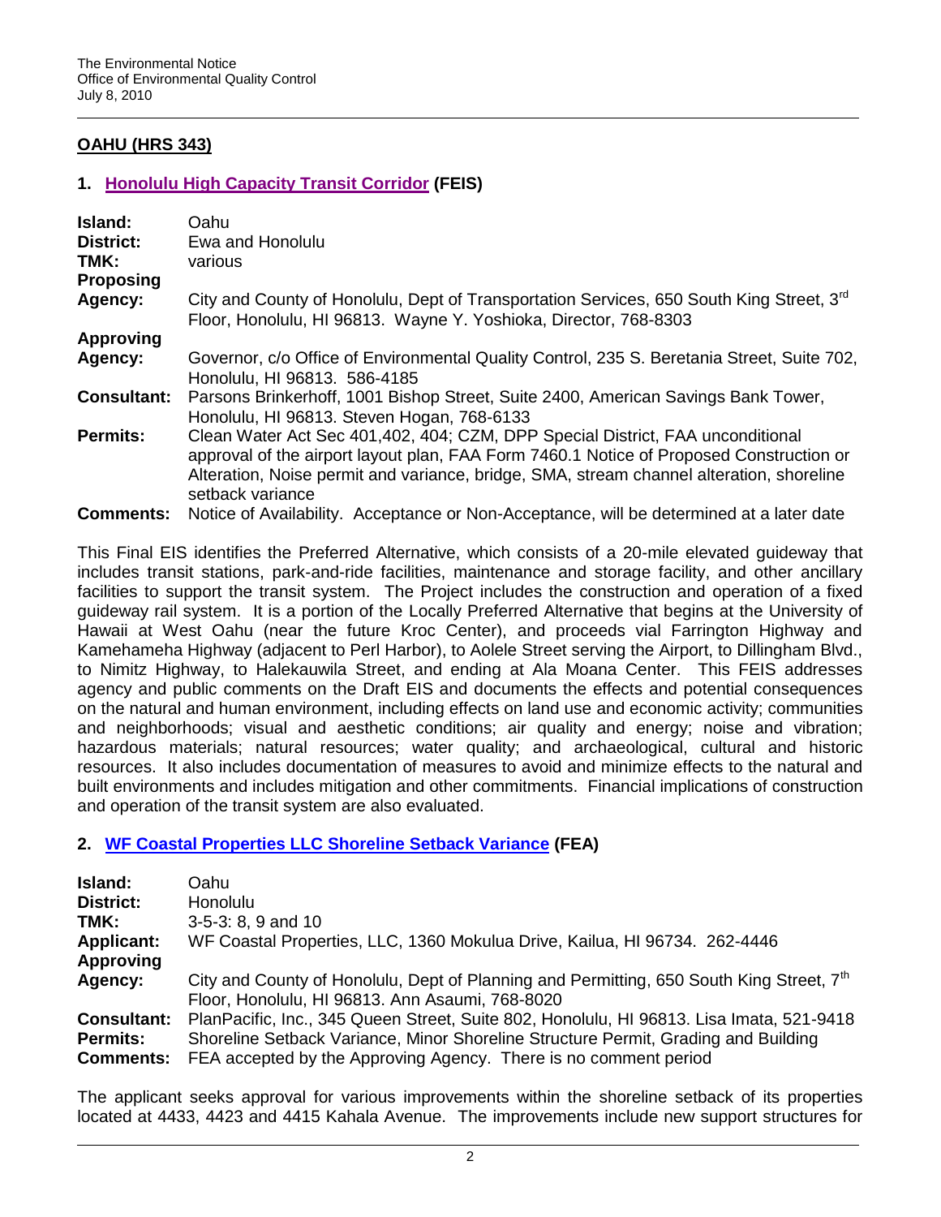## OAHU (HRS 343)

### 1. Honolulu High Capacity Transit Corridor (FEIS)

**Island:** Oahu
**District:** Ewa and Honolulu
**TMK:** various
**Proposing Agency:** City and County of Honolulu, Dept of Transportation Services, 650 South King Street, 3rd Floor, Honolulu, HI 96813. Wayne Y. Yoshioka, Director, 768-8303
**Approving Agency:** Governor, c/o Office of Environmental Quality Control, 235 S. Beretania Street, Suite 702, Honolulu, HI 96813. 586-4185
**Consultant:** Parsons Brinkerhoff, 1001 Bishop Street, Suite 2400, American Savings Bank Tower, Honolulu, HI 96813. Steven Hogan, 768-6133
**Permits:** Clean Water Act Sec 401,402, 404; CZM, DPP Special District, FAA unconditional approval of the airport layout plan, FAA Form 7460.1 Notice of Proposed Construction or Alteration, Noise permit and variance, bridge, SMA, stream channel alteration, shoreline setback variance
**Comments:** Notice of Availability. Acceptance or Non-Acceptance, will be determined at a later date

This Final EIS identifies the Preferred Alternative, which consists of a 20-mile elevated guideway that includes transit stations, park-and-ride facilities, maintenance and storage facility, and other ancillary facilities to support the transit system. The Project includes the construction and operation of a fixed guideway rail system. It is a portion of the Locally Preferred Alternative that begins at the University of Hawaii at West Oahu (near the future Kroc Center), and proceeds vial Farrington Highway and Kamehameha Highway (adjacent to Perl Harbor), to Aolele Street serving the Airport, to Dillingham Blvd., to Nimitz Highway, to Halekauwila Street, and ending at Ala Moana Center. This FEIS addresses agency and public comments on the Draft EIS and documents the effects and potential consequences on the natural and human environment, including effects on land use and economic activity; communities and neighborhoods; visual and aesthetic conditions; air quality and energy; noise and vibration; hazardous materials; natural resources; water quality; and archaeological, cultural and historic resources. It also includes documentation of measures to avoid and minimize effects to the natural and built environments and includes mitigation and other commitments. Financial implications of construction and operation of the transit system are also evaluated.

### 2. WF Coastal Properties LLC Shoreline Setback Variance (FEA)

**Island:** Oahu
**District:** Honolulu
**TMK:** 3-5-3: 8, 9 and 10
**Applicant:** WF Coastal Properties, LLC, 1360 Mokulua Drive, Kailua, HI 96734. 262-4446
**Approving Agency:** City and County of Honolulu, Dept of Planning and Permitting, 650 South King Street, 7th Floor, Honolulu, HI 96813. Ann Asaumi, 768-8020
**Consultant:** PlanPacific, Inc., 345 Queen Street, Suite 802, Honolulu, HI 96813. Lisa Imata, 521-9418
**Permits:** Shoreline Setback Variance, Minor Shoreline Structure Permit, Grading and Building
**Comments:** FEA accepted by the Approving Agency. There is no comment period

The applicant seeks approval for various improvements within the shoreline setback of its properties located at 4433, 4423 and 4415 Kahala Avenue. The improvements include new support structures for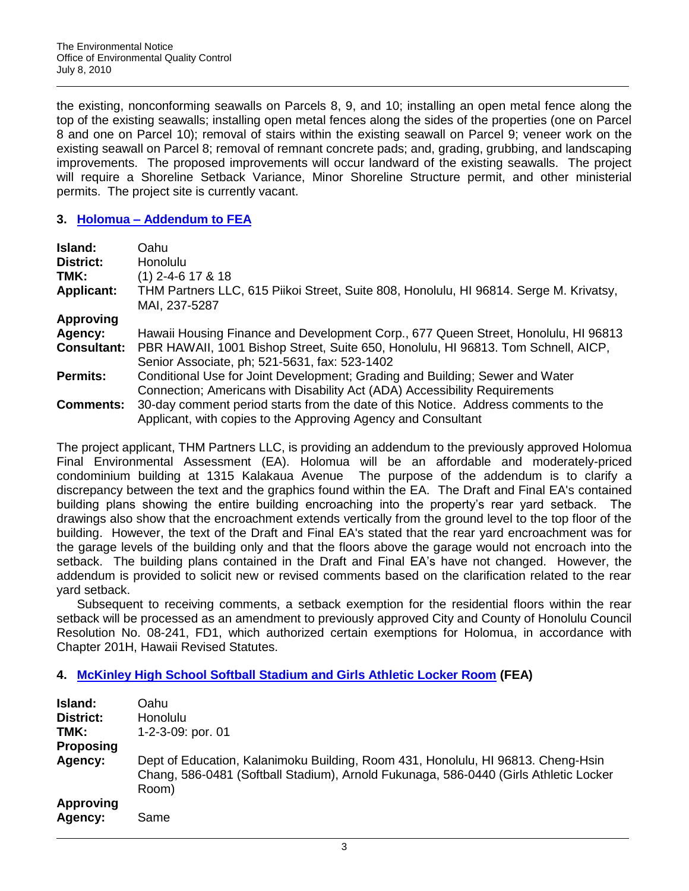the existing, nonconforming seawalls on Parcels 8, 9, and 10; installing an open metal fence along the top of the existing seawalls; installing open metal fences along the sides of the properties (one on Parcel 8 and one on Parcel 10); removal of stairs within the existing seawall on Parcel 9; veneer work on the existing seawall on Parcel 8; removal of remnant concrete pads; and, grading, grubbing, and landscaping improvements. The proposed improvements will occur landward of the existing seawalls. The project will require a Shoreline Setback Variance, Minor Shoreline Structure permit, and other ministerial permits. The project site is currently vacant.

### 3. Holomua – Addendum to FEA

| | |
|---|---|
| **Island:** | Oahu |
| **District:** | Honolulu |
| **TMK:** | (1) 2-4-6 17 & 18 |
| **Applicant:** | THM Partners LLC, 615 Piikoi Street, Suite 808, Honolulu, HI 96814. Serge M. Krivatsy, MAI, 237-5287 |
| **Approving Agency:** | Hawaii Housing Finance and Development Corp., 677 Queen Street, Honolulu, HI 96813 |
| **Consultant:** | PBR HAWAII, 1001 Bishop Street, Suite 650, Honolulu, HI 96813. Tom Schnell, AICP, Senior Associate, ph; 521-5631, fax: 523-1402 |
| **Permits:** | Conditional Use for Joint Development; Grading and Building; Sewer and Water Connection; Americans with Disability Act (ADA) Accessibility Requirements |
| **Comments:** | 30-day comment period starts from the date of this Notice. Address comments to the Applicant, with copies to the Approving Agency and Consultant |

The project applicant, THM Partners LLC, is providing an addendum to the previously approved Holomua Final Environmental Assessment (EA). Holomua will be an affordable and moderately-priced condominium building at 1315 Kalakaua Avenue The purpose of the addendum is to clarify a discrepancy between the text and the graphics found within the EA. The Draft and Final EA's contained building plans showing the entire building encroaching into the property's rear yard setback. The drawings also show that the encroachment extends vertically from the ground level to the top floor of the building. However, the text of the Draft and Final EA's stated that the rear yard encroachment was for the garage levels of the building only and that the floors above the garage would not encroach into the setback. The building plans contained in the Draft and Final EA's have not changed. However, the addendum is provided to solicit new or revised comments based on the clarification related to the rear yard setback.

Subsequent to receiving comments, a setback exemption for the residential floors within the rear setback will be processed as an amendment to previously approved City and County of Honolulu Council Resolution No. 08-241, FD1, which authorized certain exemptions for Holomua, in accordance with Chapter 201H, Hawaii Revised Statutes.

### 4. McKinley High School Softball Stadium and Girls Athletic Locker Room (FEA)

| | |
|---|---|
| **Island:** | Oahu |
| **District:** | Honolulu |
| **TMK:** | 1-2-3-09: por. 01 |
| **Proposing Agency:** | Dept of Education, Kalanimoku Building, Room 431, Honolulu, HI 96813. Cheng-Hsin Chang, 586-0481 (Softball Stadium), Arnold Fukunaga, 586-0440 (Girls Athletic Locker Room) |
| **Approving Agency:** | Same |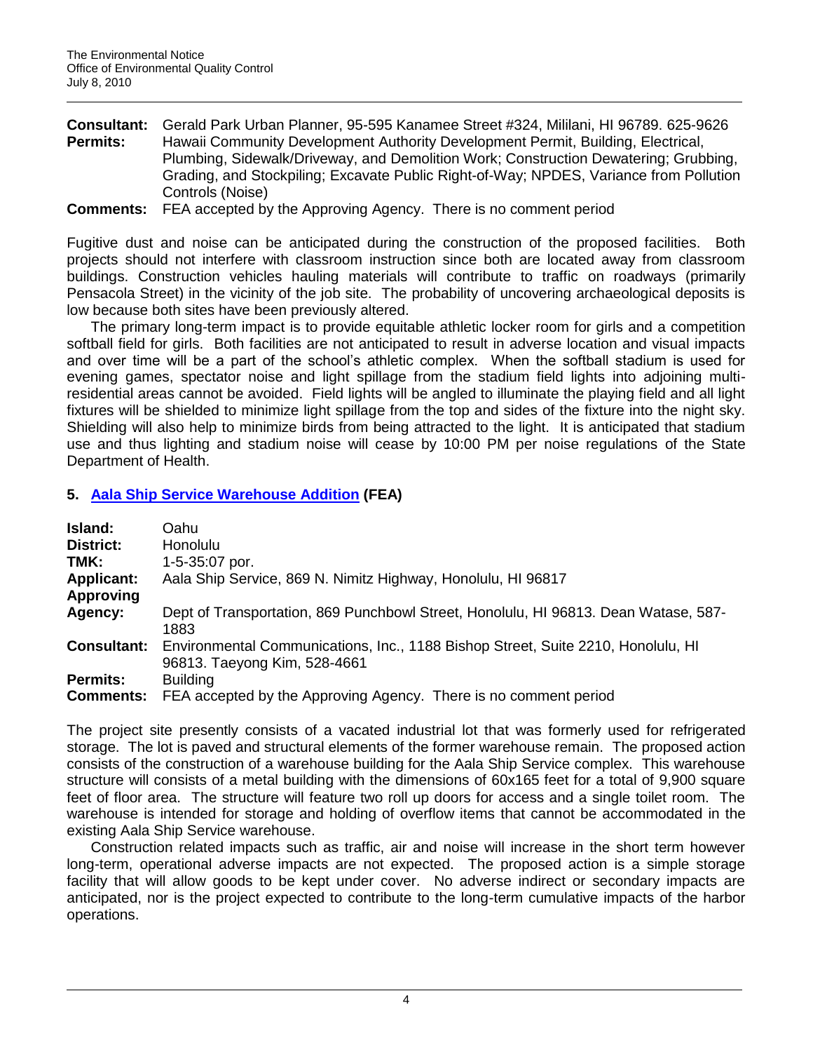**Consultant:** Gerald Park Urban Planner, 95-595 Kanamee Street #324, Mililani, HI 96789. 625-9626

**Permits:** Hawaii Community Development Authority Development Permit, Building, Electrical, Plumbing, Sidewalk/Driveway, and Demolition Work; Construction Dewatering; Grubbing, Grading, and Stockpiling; Excavate Public Right-of-Way; NPDES, Variance from Pollution Controls (Noise)

**Comments:** FEA accepted by the Approving Agency. There is no comment period

Fugitive dust and noise can be anticipated during the construction of the proposed facilities. Both projects should not interfere with classroom instruction since both are located away from classroom buildings. Construction vehicles hauling materials will contribute to traffic on roadways (primarily Pensacola Street) in the vicinity of the job site. The probability of uncovering archaeological deposits is low because both sites have been previously altered.

The primary long-term impact is to provide equitable athletic locker room for girls and a competition softball field for girls. Both facilities are not anticipated to result in adverse location and visual impacts and over time will be a part of the school's athletic complex. When the softball stadium is used for evening games, spectator noise and light spillage from the stadium field lights into adjoining multi-residential areas cannot be avoided. Field lights will be angled to illuminate the playing field and all light fixtures will be shielded to minimize light spillage from the top and sides of the fixture into the night sky. Shielding will also help to minimize birds from being attracted to the light. It is anticipated that stadium use and thus lighting and stadium noise will cease by 10:00 PM per noise regulations of the State Department of Health.

## 5. Aala Ship Service Warehouse Addition (FEA)

**Island:** Oahu

**District:** Honolulu

**TMK:** 1-5-35:07 por.

**Applicant:** Aala Ship Service, 869 N. Nimitz Highway, Honolulu, HI 96817

**Approving Agency:** Dept of Transportation, 869 Punchbowl Street, Honolulu, HI 96813. Dean Watase, 587-1883

**Consultant:** Environmental Communications, Inc., 1188 Bishop Street, Suite 2210, Honolulu, HI 96813. Taeyong Kim, 528-4661

**Permits:** Building

**Comments:** FEA accepted by the Approving Agency. There is no comment period

The project site presently consists of a vacated industrial lot that was formerly used for refrigerated storage. The lot is paved and structural elements of the former warehouse remain. The proposed action consists of the construction of a warehouse building for the Aala Ship Service complex. This warehouse structure will consists of a metal building with the dimensions of 60x165 feet for a total of 9,900 square feet of floor area. The structure will feature two roll up doors for access and a single toilet room. The warehouse is intended for storage and holding of overflow items that cannot be accommodated in the existing Aala Ship Service warehouse.

Construction related impacts such as traffic, air and noise will increase in the short term however long-term, operational adverse impacts are not expected. The proposed action is a simple storage facility that will allow goods to be kept under cover. No adverse indirect or secondary impacts are anticipated, nor is the project expected to contribute to the long-term cumulative impacts of the harbor operations.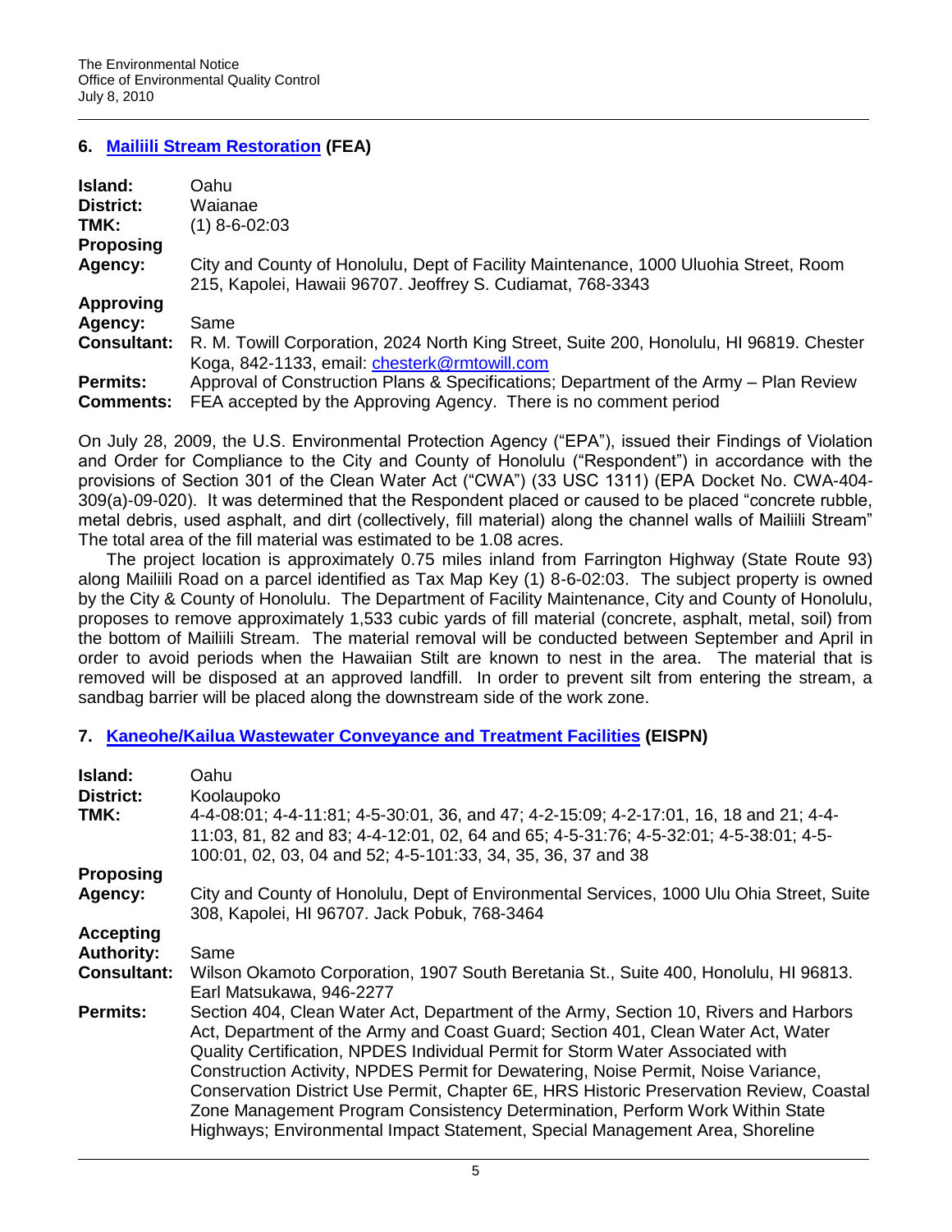## 6. [Mailiili Stream Restoration](#) (FEA)

| | |
|---|---|
| **Island:** | Oahu |
| **District:** | Waianae |
| **TMK:** | (1) 8-6-02:03 |
| **Proposing Agency:** | City and County of Honolulu, Dept of Facility Maintenance, 1000 Uluohia Street, Room 215, Kapolei, Hawaii 96707. Jeoffrey S. Cudiamat, 768-3343 |
| **Approving Agency:** | Same |
| **Consultant:** | R. M. Towill Corporation, 2024 North King Street, Suite 200, Honolulu, HI 96819. Chester Koga, 842-1133, email: chesterk@rmtowill.com |
| **Permits:** | Approval of Construction Plans & Specifications; Department of the Army – Plan Review |
| **Comments:** | FEA accepted by the Approving Agency. There is no comment period |

On July 28, 2009, the U.S. Environmental Protection Agency ("EPA"), issued their Findings of Violation and Order for Compliance to the City and County of Honolulu ("Respondent") in accordance with the provisions of Section 301 of the Clean Water Act ("CWA") (33 USC 1311) (EPA Docket No. CWA-404-309(a)-09-020). It was determined that the Respondent placed or caused to be placed "concrete rubble, metal debris, used asphalt, and dirt (collectively, fill material) along the channel walls of Mailiili Stream" The total area of the fill material was estimated to be 1.08 acres.

The project location is approximately 0.75 miles inland from Farrington Highway (State Route 93) along Mailiili Road on a parcel identified as Tax Map Key (1) 8-6-02:03. The subject property is owned by the City & County of Honolulu. The Department of Facility Maintenance, City and County of Honolulu, proposes to remove approximately 1,533 cubic yards of fill material (concrete, asphalt, metal, soil) from the bottom of Mailiili Stream. The material removal will be conducted between September and April in order to avoid periods when the Hawaiian Stilt are known to nest in the area. The material that is removed will be disposed at an approved landfill. In order to prevent silt from entering the stream, a sandbag barrier will be placed along the downstream side of the work zone.

## 7. [Kaneohe/Kailua Wastewater Conveyance and Treatment Facilities](#) (EISPN)

| | |
|---|---|
| **Island:** | Oahu |
| **District:** | Koolaupoko |
| **TMK:** | 4-4-08:01; 4-4-11:81; 4-5-30:01, 36, and 47; 4-2-15:09; 4-2-17:01, 16, 18 and 21; 4-4-11:03, 81, 82 and 83; 4-4-12:01, 02, 64 and 65; 4-5-31:76; 4-5-32:01; 4-5-38:01; 4-5-100:01, 02, 03, 04 and 52; 4-5-101:33, 34, 35, 36, 37 and 38 |
| **Proposing Agency:** | City and County of Honolulu, Dept of Environmental Services, 1000 Ulu Ohia Street, Suite 308, Kapolei, HI 96707. Jack Pobuk, 768-3464 |
| **Accepting Authority:** | Same |
| **Consultant:** | Wilson Okamoto Corporation, 1907 South Beretania St., Suite 400, Honolulu, HI 96813. Earl Matsukawa, 946-2277 |
| **Permits:** | Section 404, Clean Water Act, Department of the Army, Section 10, Rivers and Harbors Act, Department of the Army and Coast Guard; Section 401, Clean Water Act, Water Quality Certification, NPDES Individual Permit for Storm Water Associated with Construction Activity, NPDES Permit for Dewatering, Noise Permit, Noise Variance, Conservation District Use Permit, Chapter 6E, HRS Historic Preservation Review, Coastal Zone Management Program Consistency Determination, Perform Work Within State Highways; Environmental Impact Statement, Special Management Area, Shoreline |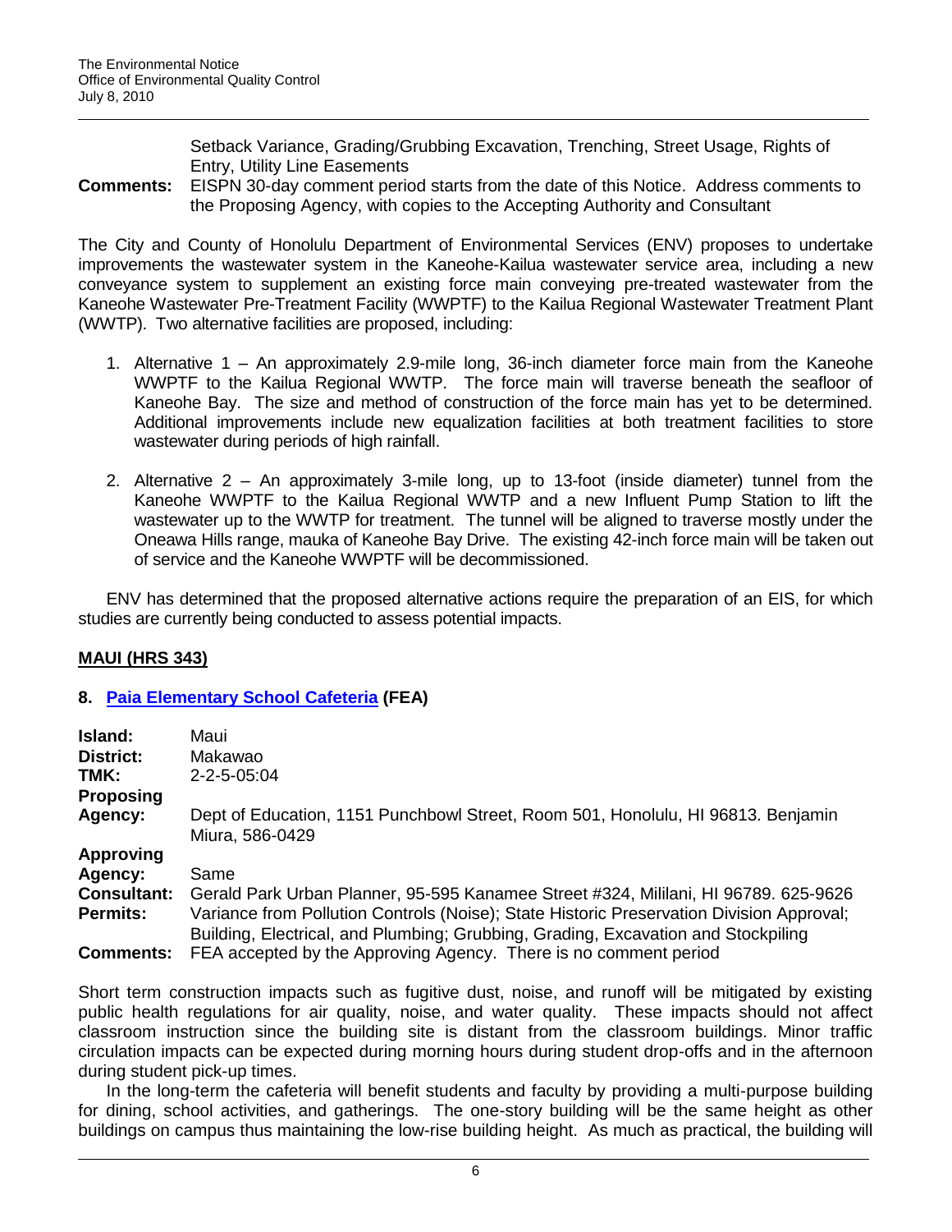| | |
|---|---|
| | Setback Variance, Grading/Grubbing Excavation, Trenching, Street Usage, Rights of Entry, Utility Line Easements |
| **Comments:** | EISPN 30-day comment period starts from the date of this Notice. Address comments to the Proposing Agency, with copies to the Accepting Authority and Consultant |

The City and County of Honolulu Department of Environmental Services (ENV) proposes to undertake improvements the wastewater system in the Kaneohe-Kailua wastewater service area, including a new conveyance system to supplement an existing force main conveying pre-treated wastewater from the Kaneohe Wastewater Pre-Treatment Facility (WWPTF) to the Kailua Regional Wastewater Treatment Plant (WWTP). Two alternative facilities are proposed, including:

1. Alternative 1 – An approximately 2.9-mile long, 36-inch diameter force main from the Kaneohe WWPTF to the Kailua Regional WWTP. The force main will traverse beneath the seafloor of Kaneohe Bay. The size and method of construction of the force main has yet to be determined. Additional improvements include new equalization facilities at both treatment facilities to store wastewater during periods of high rainfall.

2. Alternative 2 – An approximately 3-mile long, up to 13-foot (inside diameter) tunnel from the Kaneohe WWPTF to the Kailua Regional WWTP and a new Influent Pump Station to lift the wastewater up to the WWTP for treatment. The tunnel will be aligned to traverse mostly under the Oneawa Hills range, mauka of Kaneohe Bay Drive. The existing 42-inch force main will be taken out of service and the Kaneohe WWPTF will be decommissioned.

ENV has determined that the proposed alternative actions require the preparation of an EIS, for which studies are currently being conducted to assess potential impacts.

## MAUI (HRS 343)

### 8. Paia Elementary School Cafeteria (FEA)

| | |
|---|---|
| **Island:** | Maui |
| **District:** | Makawao |
| **TMK:** | 2-2-5-05:04 |
| **Proposing Agency:** | Dept of Education, 1151 Punchbowl Street, Room 501, Honolulu, HI 96813. Benjamin Miura, 586-0429 |
| **Approving Agency:** | Same |
| **Consultant:** | Gerald Park Urban Planner, 95-595 Kanamee Street #324, Mililani, HI 96789. 625-9626 |
| **Permits:** | Variance from Pollution Controls (Noise); State Historic Preservation Division Approval; Building, Electrical, and Plumbing; Grubbing, Grading, Excavation and Stockpiling |
| **Comments:** | FEA accepted by the Approving Agency. There is no comment period |

Short term construction impacts such as fugitive dust, noise, and runoff will be mitigated by existing public health regulations for air quality, noise, and water quality. These impacts should not affect classroom instruction since the building site is distant from the classroom buildings. Minor traffic circulation impacts can be expected during morning hours during student drop-offs and in the afternoon during student pick-up times.

In the long-term the cafeteria will benefit students and faculty by providing a multi-purpose building for dining, school activities, and gatherings. The one-story building will be the same height as other buildings on campus thus maintaining the low-rise building height. As much as practical, the building will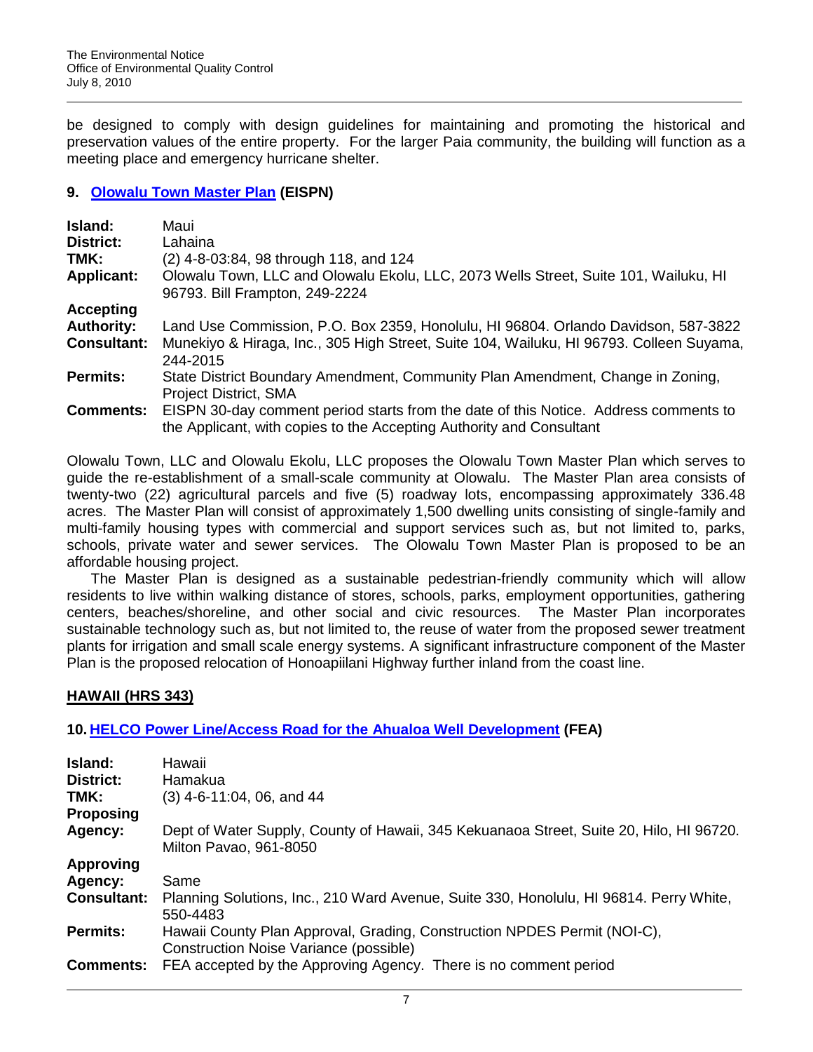be designed to comply with design guidelines for maintaining and promoting the historical and preservation values of the entire property. For the larger Paia community, the building will function as a meeting place and emergency hurricane shelter.

### 9. Olowalu Town Master Plan (EISPN)

| | |
|---|---|
| **Island:** | Maui |
| **District:** | Lahaina |
| **TMK:** | (2) 4-8-03:84, 98 through 118, and 124 |
| **Applicant:** | Olowalu Town, LLC and Olowalu Ekolu, LLC, 2073 Wells Street, Suite 101, Wailuku, HI 96793. Bill Frampton, 249-2224 |
| **Accepting Authority:** | Land Use Commission, P.O. Box 2359, Honolulu, HI 96804. Orlando Davidson, 587-3822 |
| **Consultant:** | Munekiyo & Hiraga, Inc., 305 High Street, Suite 104, Wailuku, HI 96793. Colleen Suyama, 244-2015 |
| **Permits:** | State District Boundary Amendment, Community Plan Amendment, Change in Zoning, Project District, SMA |
| **Comments:** | EISPN 30-day comment period starts from the date of this Notice. Address comments to the Applicant, with copies to the Accepting Authority and Consultant |

Olowalu Town, LLC and Olowalu Ekolu, LLC proposes the Olowalu Town Master Plan which serves to guide the re-establishment of a small-scale community at Olowalu. The Master Plan area consists of twenty-two (22) agricultural parcels and five (5) roadway lots, encompassing approximately 336.48 acres. The Master Plan will consist of approximately 1,500 dwelling units consisting of single-family and multi-family housing types with commercial and support services such as, but not limited to, parks, schools, private water and sewer services. The Olowalu Town Master Plan is proposed to be an affordable housing project.

The Master Plan is designed as a sustainable pedestrian-friendly community which will allow residents to live within walking distance of stores, schools, parks, employment opportunities, gathering centers, beaches/shoreline, and other social and civic resources. The Master Plan incorporates sustainable technology such as, but not limited to, the reuse of water from the proposed sewer treatment plants for irrigation and small scale energy systems. A significant infrastructure component of the Master Plan is the proposed relocation of Honoapiilani Highway further inland from the coast line.

## HAWAII (HRS 343)

### 10. HELCO Power Line/Access Road for the Ahualoa Well Development (FEA)

| | |
|---|---|
| **Island:** | Hawaii |
| **District:** | Hamakua |
| **TMK:** | (3) 4-6-11:04, 06, and 44 |
| **Proposing Agency:** | Dept of Water Supply, County of Hawaii, 345 Kekuanaoa Street, Suite 20, Hilo, HI 96720. Milton Pavao, 961-8050 |
| **Approving Agency:** | Same |
| **Consultant:** | Planning Solutions, Inc., 210 Ward Avenue, Suite 330, Honolulu, HI 96814. Perry White, 550-4483 |
| **Permits:** | Hawaii County Plan Approval, Grading, Construction NPDES Permit (NOI-C), Construction Noise Variance (possible) |
| **Comments:** | FEA accepted by the Approving Agency. There is no comment period |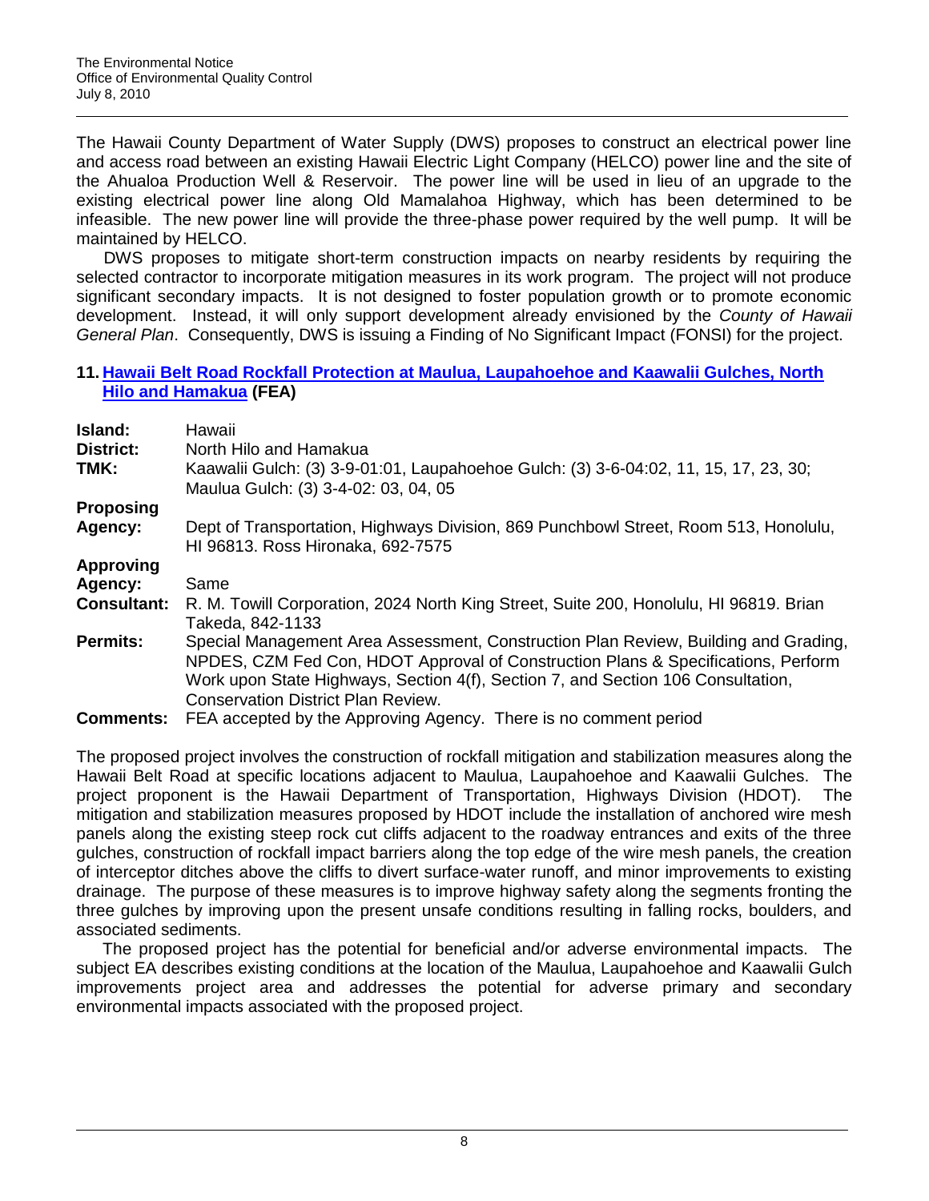The Hawaii County Department of Water Supply (DWS) proposes to construct an electrical power line and access road between an existing Hawaii Electric Light Company (HELCO) power line and the site of the Ahualoa Production Well & Reservoir. The power line will be used in lieu of an upgrade to the existing electrical power line along Old Mamalahoa Highway, which has been determined to be infeasible. The new power line will provide the three-phase power required by the well pump. It will be maintained by HELCO.

DWS proposes to mitigate short-term construction impacts on nearby residents by requiring the selected contractor to incorporate mitigation measures in its work program. The project will not produce significant secondary impacts. It is not designed to foster population growth or to promote economic development. Instead, it will only support development already envisioned by the *County of Hawaii General Plan*. Consequently, DWS is issuing a Finding of No Significant Impact (FONSI) for the project.

### 11. Hawaii Belt Road Rockfall Protection at Maulua, Laupahoehoe and Kaawalii Gulches, North Hilo and Hamakua (FEA)

| | |
|---|---|
| **Island:** | Hawaii |
| **District:** | North Hilo and Hamakua |
| **TMK:** | Kaawalii Gulch: (3) 3-9-01:01, Laupahoehoe Gulch: (3) 3-6-04:02, 11, 15, 17, 23, 30; Maulua Gulch: (3) 3-4-02: 03, 04, 05 |
| **Proposing Agency:** | Dept of Transportation, Highways Division, 869 Punchbowl Street, Room 513, Honolulu, HI 96813. Ross Hironaka, 692-7575 |
| **Approving Agency:** | Same |
| **Consultant:** | R. M. Towill Corporation, 2024 North King Street, Suite 200, Honolulu, HI 96819. Brian Takeda, 842-1133 |
| **Permits:** | Special Management Area Assessment, Construction Plan Review, Building and Grading, NPDES, CZM Fed Con, HDOT Approval of Construction Plans & Specifications, Perform Work upon State Highways, Section 4(f), Section 7, and Section 106 Consultation, Conservation District Plan Review. |
| **Comments:** | FEA accepted by the Approving Agency. There is no comment period |

The proposed project involves the construction of rockfall mitigation and stabilization measures along the Hawaii Belt Road at specific locations adjacent to Maulua, Laupahoehoe and Kaawalii Gulches. The project proponent is the Hawaii Department of Transportation, Highways Division (HDOT). The mitigation and stabilization measures proposed by HDOT include the installation of anchored wire mesh panels along the existing steep rock cut cliffs adjacent to the roadway entrances and exits of the three gulches, construction of rockfall impact barriers along the top edge of the wire mesh panels, the creation of interceptor ditches above the cliffs to divert surface-water runoff, and minor improvements to existing drainage. The purpose of these measures is to improve highway safety along the segments fronting the three gulches by improving upon the present unsafe conditions resulting in falling rocks, boulders, and associated sediments.

The proposed project has the potential for beneficial and/or adverse environmental impacts. The subject EA describes existing conditions at the location of the Maulua, Laupahoehoe and Kaawalii Gulch improvements project area and addresses the potential for adverse primary and secondary environmental impacts associated with the proposed project.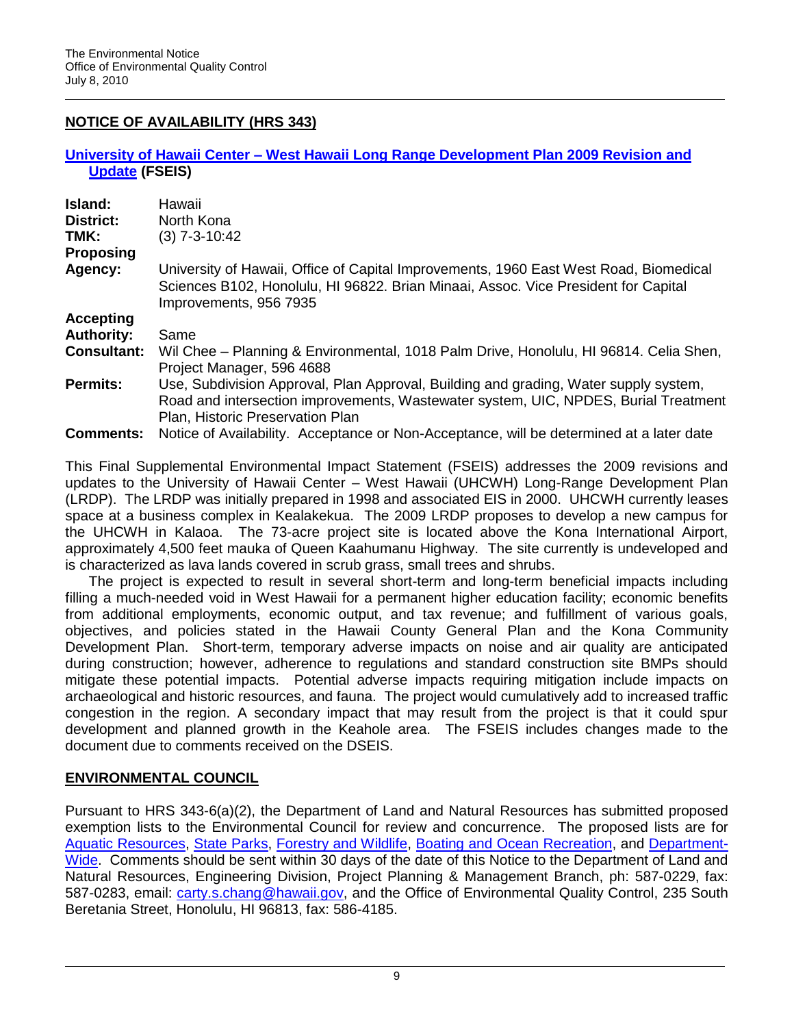## NOTICE OF AVAILABILITY (HRS 343)

### University of Hawaii Center – West Hawaii Long Range Development Plan 2009 Revision and Update (FSEIS)

**Island:** Hawaii
**District:** North Kona
**TMK:** (3) 7-3-10:42
**Proposing Agency:** University of Hawaii, Office of Capital Improvements, 1960 East West Road, Biomedical Sciences B102, Honolulu, HI 96822. Brian Minaai, Assoc. Vice President for Capital Improvements, 956 7935
**Accepting Authority:** Same
**Consultant:** Wil Chee – Planning & Environmental, 1018 Palm Drive, Honolulu, HI 96814. Celia Shen, Project Manager, 596 4688
**Permits:** Use, Subdivision Approval, Plan Approval, Building and grading, Water supply system, Road and intersection improvements, Wastewater system, UIC, NPDES, Burial Treatment Plan, Historic Preservation Plan
**Comments:** Notice of Availability. Acceptance or Non-Acceptance, will be determined at a later date

This Final Supplemental Environmental Impact Statement (FSEIS) addresses the 2009 revisions and updates to the University of Hawaii Center – West Hawaii (UHCWH) Long-Range Development Plan (LRDP). The LRDP was initially prepared in 1998 and associated EIS in 2000. UHCWH currently leases space at a business complex in Kealakekua. The 2009 LRDP proposes to develop a new campus for the UHCWH in Kalaoa. The 73-acre project site is located above the Kona International Airport, approximately 4,500 feet mauka of Queen Kaahumanu Highway. The site currently is undeveloped and is characterized as lava lands covered in scrub grass, small trees and shrubs.

The project is expected to result in several short-term and long-term beneficial impacts including filling a much-needed void in West Hawaii for a permanent higher education facility; economic benefits from additional employments, economic output, and tax revenue; and fulfillment of various goals, objectives, and policies stated in the Hawaii County General Plan and the Kona Community Development Plan. Short-term, temporary adverse impacts on noise and air quality are anticipated during construction; however, adherence to regulations and standard construction site BMPs should mitigate these potential impacts. Potential adverse impacts requiring mitigation include impacts on archaeological and historic resources, and fauna. The project would cumulatively add to increased traffic congestion in the region. A secondary impact that may result from the project is that it could spur development and planned growth in the Keahole area. The FSEIS includes changes made to the document due to comments received on the DSEIS.

## ENVIRONMENTAL COUNCIL

Pursuant to HRS 343-6(a)(2), the Department of Land and Natural Resources has submitted proposed exemption lists to the Environmental Council for review and concurrence. The proposed lists are for Aquatic Resources, State Parks, Forestry and Wildlife, Boating and Ocean Recreation, and Department-Wide. Comments should be sent within 30 days of the date of this Notice to the Department of Land and Natural Resources, Engineering Division, Project Planning & Management Branch, ph: 587-0229, fax: 587-0283, email: carty.s.chang@hawaii.gov, and the Office of Environmental Quality Control, 235 South Beretania Street, Honolulu, HI 96813, fax: 586-4185.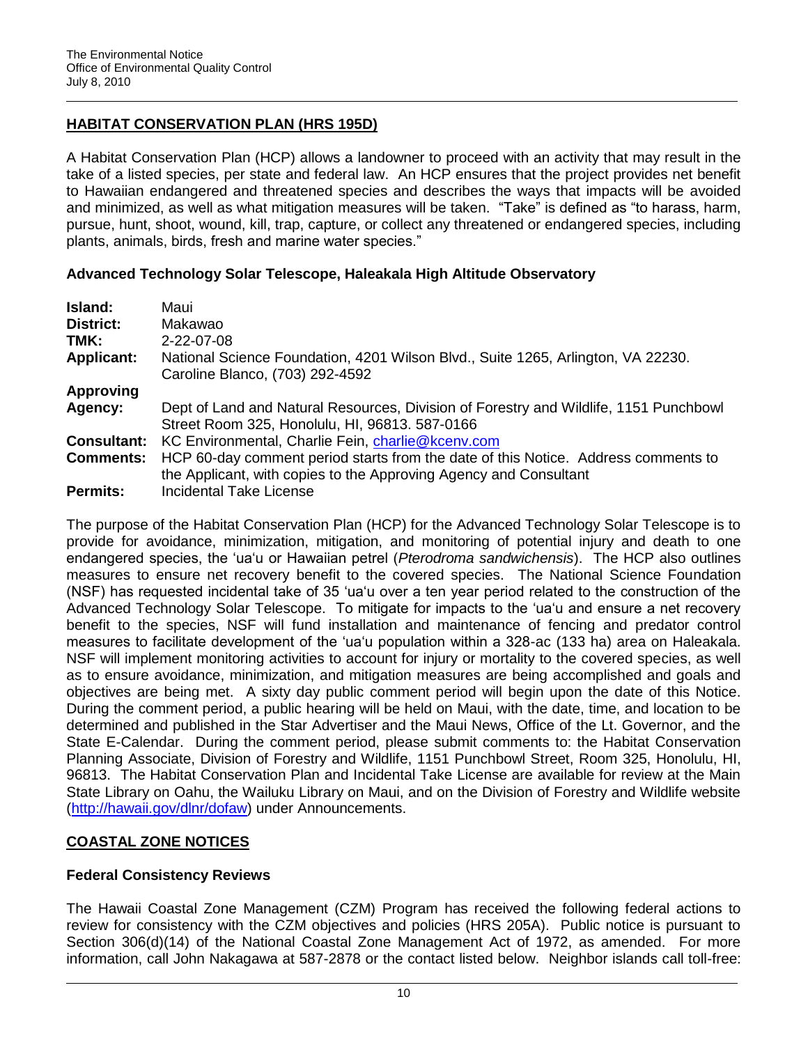## HABITAT CONSERVATION PLAN (HRS 195D)

A Habitat Conservation Plan (HCP) allows a landowner to proceed with an activity that may result in the take of a listed species, per state and federal law. An HCP ensures that the project provides net benefit to Hawaiian endangered and threatened species and describes the ways that impacts will be avoided and minimized, as well as what mitigation measures will be taken. "Take" is defined as "to harass, harm, pursue, hunt, shoot, wound, kill, trap, capture, or collect any threatened or endangered species, including plants, animals, birds, fresh and marine water species."

### Advanced Technology Solar Telescope, Haleakala High Altitude Observatory

**Island:** Maui
**District:** Makawao
**TMK:** 2-22-07-08
**Applicant:** National Science Foundation, 4201 Wilson Blvd., Suite 1265, Arlington, VA 22230. Caroline Blanco, (703) 292-4592
**Approving Agency:** Dept of Land and Natural Resources, Division of Forestry and Wildlife, 1151 Punchbowl Street Room 325, Honolulu, HI, 96813. 587-0166
**Consultant:** KC Environmental, Charlie Fein, charlie@kcenv.com
**Comments:** HCP 60-day comment period starts from the date of this Notice. Address comments to the Applicant, with copies to the Approving Agency and Consultant
**Permits:** Incidental Take License

The purpose of the Habitat Conservation Plan (HCP) for the Advanced Technology Solar Telescope is to provide for avoidance, minimization, mitigation, and monitoring of potential injury and death to one endangered species, the ʻuaʻu or Hawaiian petrel (*Pterodroma sandwichensis*). The HCP also outlines measures to ensure net recovery benefit to the covered species. The National Science Foundation (NSF) has requested incidental take of 35 ʻuaʻu over a ten year period related to the construction of the Advanced Technology Solar Telescope. To mitigate for impacts to the ʻuaʻu and ensure a net recovery benefit to the species, NSF will fund installation and maintenance of fencing and predator control measures to facilitate development of the ʻuaʻu population within a 328-ac (133 ha) area on Haleakala. NSF will implement monitoring activities to account for injury or mortality to the covered species, as well as to ensure avoidance, minimization, and mitigation measures are being accomplished and goals and objectives are being met. A sixty day public comment period will begin upon the date of this Notice. During the comment period, a public hearing will be held on Maui, with the date, time, and location to be determined and published in the Star Advertiser and the Maui News, Office of the Lt. Governor, and the State E-Calendar. During the comment period, please submit comments to: the Habitat Conservation Planning Associate, Division of Forestry and Wildlife, 1151 Punchbowl Street, Room 325, Honolulu, HI, 96813. The Habitat Conservation Plan and Incidental Take License are available for review at the Main State Library on Oahu, the Wailuku Library on Maui, and on the Division of Forestry and Wildlife website (http://hawaii.gov/dlnr/dofaw) under Announcements.

## COASTAL ZONE NOTICES

### Federal Consistency Reviews

The Hawaii Coastal Zone Management (CZM) Program has received the following federal actions to review for consistency with the CZM objectives and policies (HRS 205A). Public notice is pursuant to Section 306(d)(14) of the National Coastal Zone Management Act of 1972, as amended. For more information, call John Nakagawa at 587-2878 or the contact listed below. Neighbor islands call toll-free: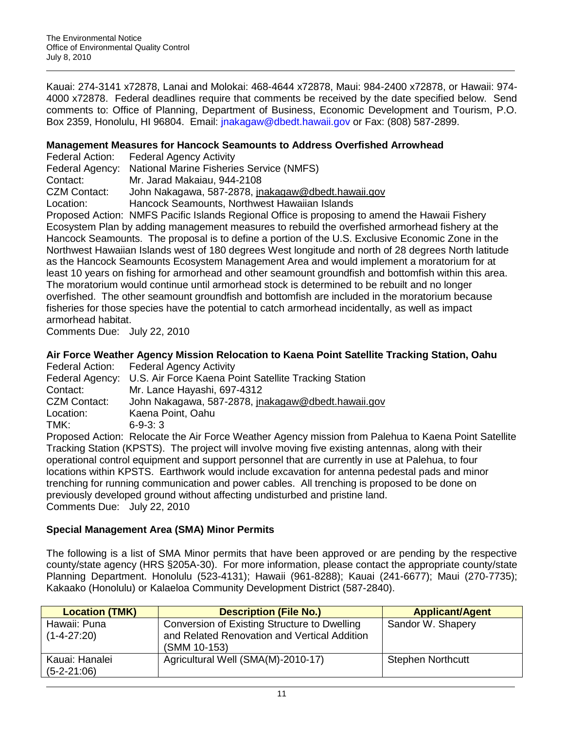Kauai: 274-3141 x72878, Lanai and Molokai: 468-4644 x72878, Maui: 984-2400 x72878, or Hawaii: 974-4000 x72878. Federal deadlines require that comments be received by the date specified below. Send comments to: Office of Planning, Department of Business, Economic Development and Tourism, P.O. Box 2359, Honolulu, HI 96804. Email: jnakagaw@dbedt.hawaii.gov or Fax: (808) 587-2899.

### Management Measures for Hancock Seamounts to Address Overfished Arrowhead

Federal Action: Federal Agency Activity
Federal Agency: National Marine Fisheries Service (NMFS)
Contact: Mr. Jarad Makaiau, 944-2108
CZM Contact: John Nakagawa, 587-2878, jnakagaw@dbedt.hawaii.gov
Location: Hancock Seamounts, Northwest Hawaiian Islands
Proposed Action: NMFS Pacific Islands Regional Office is proposing to amend the Hawaii Fishery Ecosystem Plan by adding management measures to rebuild the overfished armorhead fishery at the Hancock Seamounts. The proposal is to define a portion of the U.S. Exclusive Economic Zone in the Northwest Hawaiian Islands west of 180 degrees West longitude and north of 28 degrees North latitude as the Hancock Seamounts Ecosystem Management Area and would implement a moratorium for at least 10 years on fishing for armorhead and other seamount groundfish and bottomfish within this area. The moratorium would continue until armorhead stock is determined to be rebuilt and no longer overfished. The other seamount groundfish and bottomfish are included in the moratorium because fisheries for those species have the potential to catch armorhead incidentally, as well as impact armorhead habitat.
Comments Due: July 22, 2010

### Air Force Weather Agency Mission Relocation to Kaena Point Satellite Tracking Station, Oahu

Federal Action: Federal Agency Activity
Federal Agency: U.S. Air Force Kaena Point Satellite Tracking Station
Contact: Mr. Lance Hayashi, 697-4312
CZM Contact: John Nakagawa, 587-2878, jnakagaw@dbedt.hawaii.gov
Location: Kaena Point, Oahu
TMK: 6-9-3: 3
Proposed Action: Relocate the Air Force Weather Agency mission from Palehua to Kaena Point Satellite Tracking Station (KPSTS). The project will involve moving five existing antennas, along with their operational control equipment and support personnel that are currently in use at Palehua, to four locations within KPSTS. Earthwork would include excavation for antenna pedestal pads and minor trenching for running communication and power cables. All trenching is proposed to be done on previously developed ground without affecting undisturbed and pristine land.
Comments Due: July 22, 2010

### Special Management Area (SMA) Minor Permits

The following is a list of SMA Minor permits that have been approved or are pending by the respective county/state agency (HRS §205A-30). For more information, please contact the appropriate county/state Planning Department. Honolulu (523-4131); Hawaii (961-8288); Kauai (241-6677); Maui (270-7735); Kakaako (Honolulu) or Kalaeloa Community Development District (587-2840).

| Location (TMK) | Description (File No.) | Applicant/Agent |
|---|---|---|
| Hawaii: Puna (1-4-27:20) | Conversion of Existing Structure to Dwelling and Related Renovation and Vertical Addition (SMM 10-153) | Sandor W. Shapery |
| Kauai: Hanalei (5-2-21:06) | Agricultural Well (SMA(M)-2010-17) | Stephen Northcutt |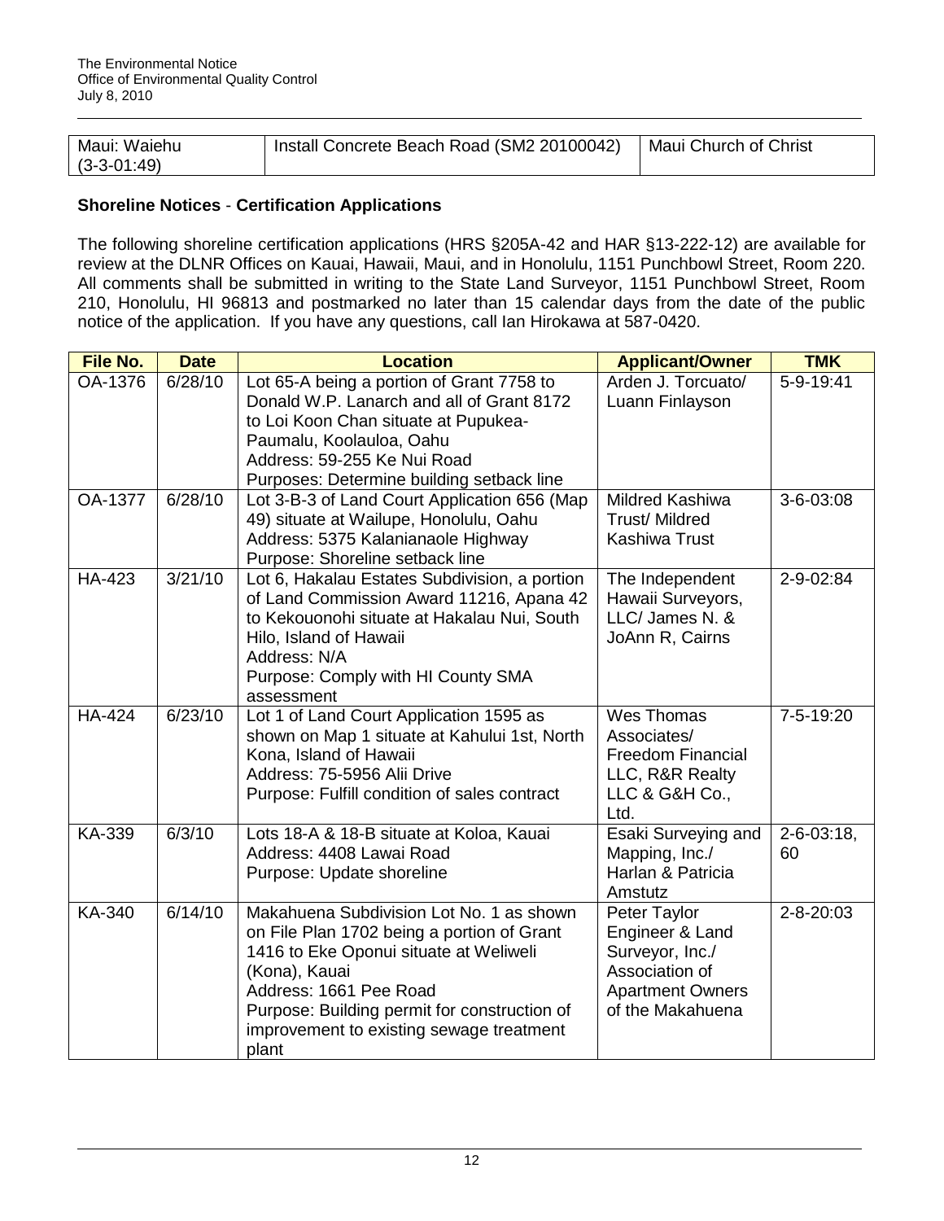| Maui: Waiehu (3-3-01:49) | Install Concrete Beach Road (SM2 20100042) | Maui Church of Christ |
|---|---|---|

**Shoreline Notices** - **Certification Applications**

The following shoreline certification applications (HRS §205A-42 and HAR §13-222-12) are available for review at the DLNR Offices on Kauai, Hawaii, Maui, and in Honolulu, 1151 Punchbowl Street, Room 220. All comments shall be submitted in writing to the State Land Surveyor, 1151 Punchbowl Street, Room 210, Honolulu, HI 96813 and postmarked no later than 15 calendar days from the date of the public notice of the application. If you have any questions, call Ian Hirokawa at 587-0420.

| File No. | Date | Location | Applicant/Owner | TMK |
|---|---|---|---|---|
| OA-1376 | 6/28/10 | Lot 65-A being a portion of Grant 7758 to Donald W.P. Lanarch and all of Grant 8172 to Loi Koon Chan situate at Pupukea-Paumalu, Koolauloa, Oahu<br>Address: 59-255 Ke Nui Road<br>Purposes: Determine building setback line | Arden J. Torcuato/ Luann Finlayson | 5-9-19:41 |
| OA-1377 | 6/28/10 | Lot 3-B-3 of Land Court Application 656 (Map 49) situate at Wailupe, Honolulu, Oahu<br>Address: 5375 Kalanianaole Highway<br>Purpose: Shoreline setback line | Mildred Kashiwa Trust/ Mildred Kashiwa Trust | 3-6-03:08 |
| HA-423 | 3/21/10 | Lot 6, Hakalau Estates Subdivision, a portion of Land Commission Award 11216, Apana 42 to Kekouonohi situate at Hakalau Nui, South Hilo, Island of Hawaii<br>Address: N/A<br>Purpose: Comply with HI County SMA assessment | The Independent Hawaii Surveyors, LLC/ James N. & JoAnn R, Cairns | 2-9-02:84 |
| HA-424 | 6/23/10 | Lot 1 of Land Court Application 1595 as shown on Map 1 situate at Kahului 1st, North Kona, Island of Hawaii<br>Address: 75-5956 Alii Drive<br>Purpose: Fulfill condition of sales contract | Wes Thomas Associates/ Freedom Financial LLC, R&R Realty LLC & G&H Co., Ltd. | 7-5-19:20 |
| KA-339 | 6/3/10 | Lots 18-A & 18-B situate at Koloa, Kauai<br>Address: 4408 Lawai Road<br>Purpose: Update shoreline | Esaki Surveying and Mapping, Inc./ Harlan & Patricia Amstutz | 2-6-03:18, 60 |
| KA-340 | 6/14/10 | Makahuena Subdivision Lot No. 1 as shown on File Plan 1702 being a portion of Grant 1416 to Eke Oponui situate at Weliweli (Kona), Kauai<br>Address: 1661 Pee Road<br>Purpose: Building permit for construction of improvement to existing sewage treatment plant | Peter Taylor Engineer & Land Surveyor, Inc./ Association of Apartment Owners of the Makahuena | 2-8-20:03 |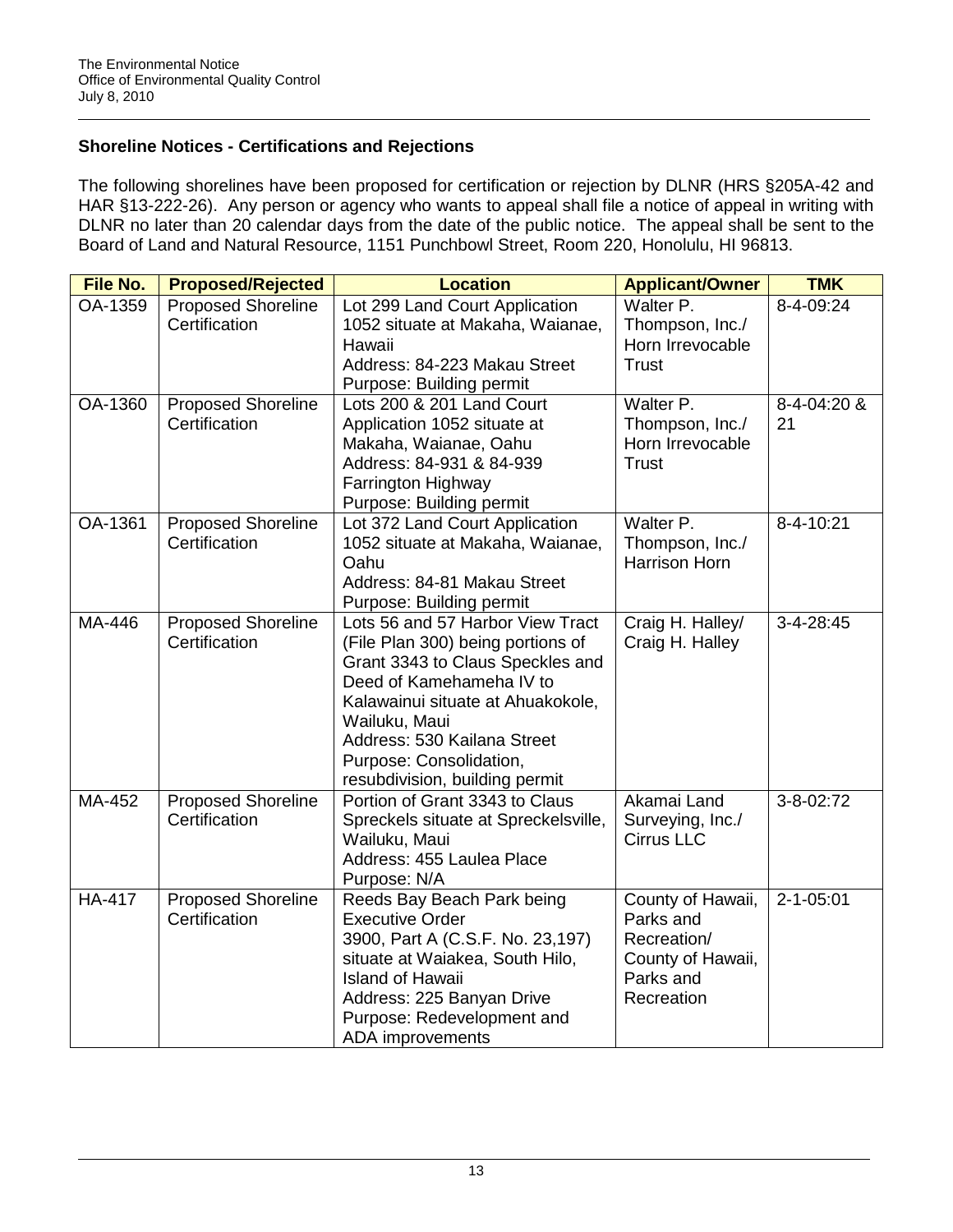## Shoreline Notices - Certifications and Rejections

The following shorelines have been proposed for certification or rejection by DLNR (HRS §205A-42 and HAR §13-222-26). Any person or agency who wants to appeal shall file a notice of appeal in writing with DLNR no later than 20 calendar days from the date of the public notice. The appeal shall be sent to the Board of Land and Natural Resource, 1151 Punchbowl Street, Room 220, Honolulu, HI 96813.

| File No. | Proposed/Rejected | Location | Applicant/Owner | TMK |
|---|---|---|---|---|
| OA-1359 | Proposed Shoreline Certification | Lot 299 Land Court Application 1052 situate at Makaha, Waianae, Hawaii<br>Address: 84-223 Makau Street<br>Purpose: Building permit | Walter P. Thompson, Inc./ Horn Irrevocable Trust | 8-4-09:24 |
| OA-1360 | Proposed Shoreline Certification | Lots 200 & 201 Land Court Application 1052 situate at Makaha, Waianae, Oahu<br>Address: 84-931 & 84-939 Farrington Highway<br>Purpose: Building permit | Walter P. Thompson, Inc./ Horn Irrevocable Trust | 8-4-04:20 & 21 |
| OA-1361 | Proposed Shoreline Certification | Lot 372 Land Court Application 1052 situate at Makaha, Waianae, Oahu<br>Address: 84-81 Makau Street<br>Purpose: Building permit | Walter P. Thompson, Inc./ Harrison Horn | 8-4-10:21 |
| MA-446 | Proposed Shoreline Certification | Lots 56 and 57 Harbor View Tract (File Plan 300) being portions of Grant 3343 to Claus Speckles and Deed of Kamehameha IV to Kalawainui situate at Ahuakokole, Wailuku, Maui<br>Address: 530 Kailana Street<br>Purpose: Consolidation, resubdivision, building permit | Craig H. Halley/ Craig H. Halley | 3-4-28:45 |
| MA-452 | Proposed Shoreline Certification | Portion of Grant 3343 to Claus Spreckels situate at Spreckelsville, Wailuku, Maui<br>Address: 455 Laulea Place<br>Purpose: N/A | Akamai Land Surveying, Inc./ Cirrus LLC | 3-8-02:72 |
| HA-417 | Proposed Shoreline Certification | Reeds Bay Beach Park being Executive Order 3900, Part A (C.S.F. No. 23,197) situate at Waiakea, South Hilo, Island of Hawaii<br>Address: 225 Banyan Drive<br>Purpose: Redevelopment and ADA improvements | County of Hawaii, Parks and Recreation/ County of Hawaii, Parks and Recreation | 2-1-05:01 |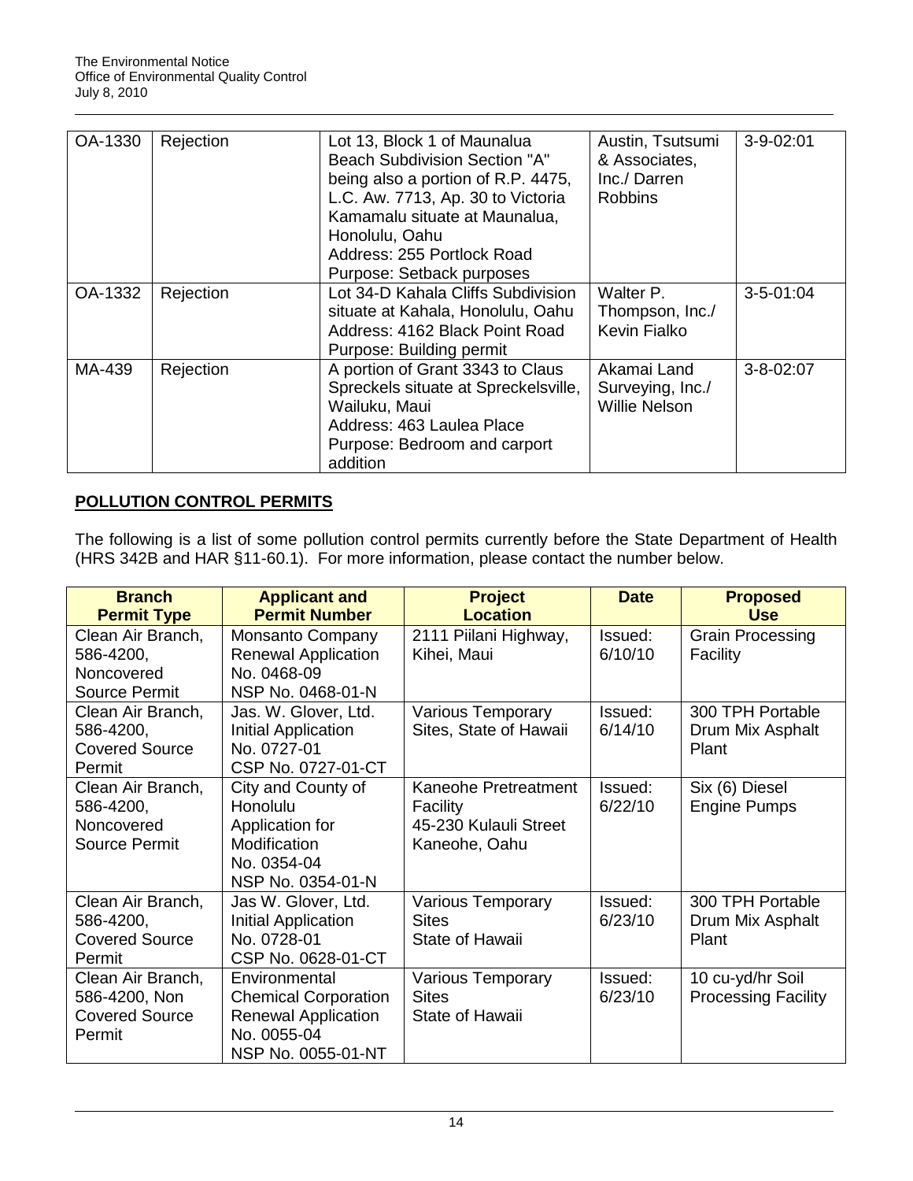| OA-1330 | Rejection | Lot 13, Block 1 of Maunalua Beach Subdivision Section "A" being also a portion of R.P. 4475, L.C. Aw. 7713, Ap. 30 to Victoria Kamamalu situate at Maunalua, Honolulu, Oahu<br>Address: 255 Portlock Road<br>Purpose: Setback purposes | Austin, Tsutsumi & Associates, Inc./ Darren Robbins | 3-9-02:01 |
|---|---|---|---|---|
| OA-1332 | Rejection | Lot 34-D Kahala Cliffs Subdivision situate at Kahala, Honolulu, Oahu<br>Address: 4162 Black Point Road<br>Purpose: Building permit | Walter P. Thompson, Inc./ Kevin Fialko | 3-5-01:04 |
| MA-439 | Rejection | A portion of Grant 3343 to Claus Spreckels situate at Spreckelsville, Wailuku, Maui<br>Address: 463 Laulea Place<br>Purpose: Bedroom and carport addition | Akamai Land Surveying, Inc./ Willie Nelson | 3-8-02:07 |

## POLLUTION CONTROL PERMITS

The following is a list of some pollution control permits currently before the State Department of Health (HRS 342B and HAR §11-60.1). For more information, please contact the number below.

| Branch Permit Type | Applicant and Permit Number | Project Location | Date | Proposed Use |
|---|---|---|---|---|
| Clean Air Branch, 586-4200, Noncovered Source Permit | Monsanto Company Renewal Application No. 0468-09 NSP No. 0468-01-N | 2111 Piilani Highway, Kihei, Maui | Issued: 6/10/10 | Grain Processing Facility |
| Clean Air Branch, 586-4200, Covered Source Permit | Jas. W. Glover, Ltd. Initial Application No. 0727-01 CSP No. 0727-01-CT | Various Temporary Sites, State of Hawaii | Issued: 6/14/10 | 300 TPH Portable Drum Mix Asphalt Plant |
| Clean Air Branch, 586-4200, Noncovered Source Permit | City and County of Honolulu Application for Modification No. 0354-04 NSP No. 0354-01-N | Kaneohe Pretreatment Facility 45-230 Kulauli Street Kaneohe, Oahu | Issued: 6/22/10 | Six (6) Diesel Engine Pumps |
| Clean Air Branch, 586-4200, Covered Source Permit | Jas W. Glover, Ltd. Initial Application No. 0728-01 CSP No. 0628-01-CT | Various Temporary Sites State of Hawaii | Issued: 6/23/10 | 300 TPH Portable Drum Mix Asphalt Plant |
| Clean Air Branch, 586-4200, Non Covered Source Permit | Environmental Chemical Corporation Renewal Application No. 0055-04 NSP No. 0055-01-NT | Various Temporary Sites State of Hawaii | Issued: 6/23/10 | 10 cu-yd/hr Soil Processing Facility |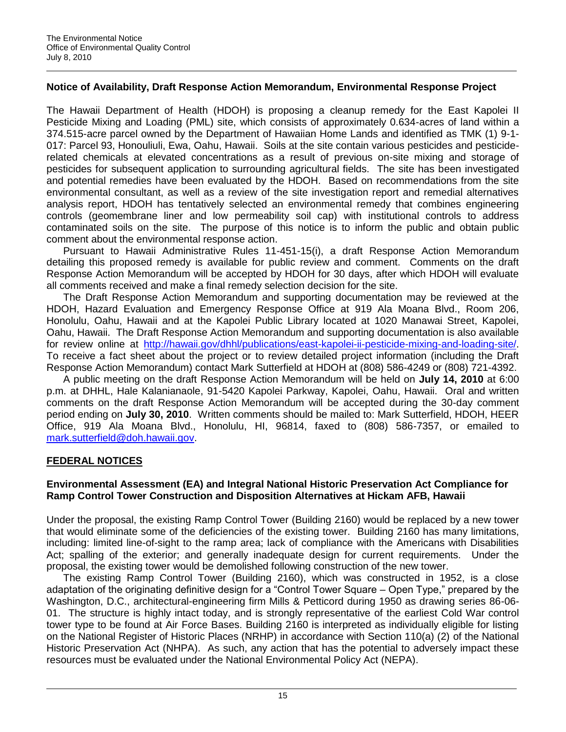### Notice of Availability, Draft Response Action Memorandum, Environmental Response Project

The Hawaii Department of Health (HDOH) is proposing a cleanup remedy for the East Kapolei II Pesticide Mixing and Loading (PML) site, which consists of approximately 0.634-acres of land within a 374.515-acre parcel owned by the Department of Hawaiian Home Lands and identified as TMK (1) 9-1-017: Parcel 93, Honouliuli, Ewa, Oahu, Hawaii. Soils at the site contain various pesticides and pesticide-related chemicals at elevated concentrations as a result of previous on-site mixing and storage of pesticides for subsequent application to surrounding agricultural fields. The site has been investigated and potential remedies have been evaluated by the HDOH. Based on recommendations from the site environmental consultant, as well as a review of the site investigation report and remedial alternatives analysis report, HDOH has tentatively selected an environmental remedy that combines engineering controls (geomembrane liner and low permeability soil cap) with institutional controls to address contaminated soils on the site. The purpose of this notice is to inform the public and obtain public comment about the environmental response action.

Pursuant to Hawaii Administrative Rules 11-451-15(i), a draft Response Action Memorandum detailing this proposed remedy is available for public review and comment. Comments on the draft Response Action Memorandum will be accepted by HDOH for 30 days, after which HDOH will evaluate all comments received and make a final remedy selection decision for the site.

The Draft Response Action Memorandum and supporting documentation may be reviewed at the HDOH, Hazard Evaluation and Emergency Response Office at 919 Ala Moana Blvd., Room 206, Honolulu, Oahu, Hawaii and at the Kapolei Public Library located at 1020 Manawai Street, Kapolei, Oahu, Hawaii. The Draft Response Action Memorandum and supporting documentation is also available for review online at http://hawaii.gov/dhhl/publications/east-kapolei-ii-pesticide-mixing-and-loading-site/. To receive a fact sheet about the project or to review detailed project information (including the Draft Response Action Memorandum) contact Mark Sutterfield at HDOH at (808) 586-4249 or (808) 721-4392.

A public meeting on the draft Response Action Memorandum will be held on **July 14, 2010** at 6:00 p.m. at DHHL, Hale Kalanianaole, 91-5420 Kapolei Parkway, Kapolei, Oahu, Hawaii. Oral and written comments on the draft Response Action Memorandum will be accepted during the 30-day comment period ending on **July 30, 2010**. Written comments should be mailed to: Mark Sutterfield, HDOH, HEER Office, 919 Ala Moana Blvd., Honolulu, HI, 96814, faxed to (808) 586-7357, or emailed to mark.sutterfield@doh.hawaii.gov.

## FEDERAL NOTICES

### Environmental Assessment (EA) and Integral National Historic Preservation Act Compliance for Ramp Control Tower Construction and Disposition Alternatives at Hickam AFB, Hawaii

Under the proposal, the existing Ramp Control Tower (Building 2160) would be replaced by a new tower that would eliminate some of the deficiencies of the existing tower. Building 2160 has many limitations, including: limited line-of-sight to the ramp area; lack of compliance with the Americans with Disabilities Act; spalling of the exterior; and generally inadequate design for current requirements. Under the proposal, the existing tower would be demolished following construction of the new tower.

The existing Ramp Control Tower (Building 2160), which was constructed in 1952, is a close adaptation of the originating definitive design for a "Control Tower Square – Open Type," prepared by the Washington, D.C., architectural-engineering firm Mills & Petticord during 1950 as drawing series 86-06-01. The structure is highly intact today, and is strongly representative of the earliest Cold War control tower type to be found at Air Force Bases. Building 2160 is interpreted as individually eligible for listing on the National Register of Historic Places (NRHP) in accordance with Section 110(a) (2) of the National Historic Preservation Act (NHPA). As such, any action that has the potential to adversely impact these resources must be evaluated under the National Environmental Policy Act (NEPA).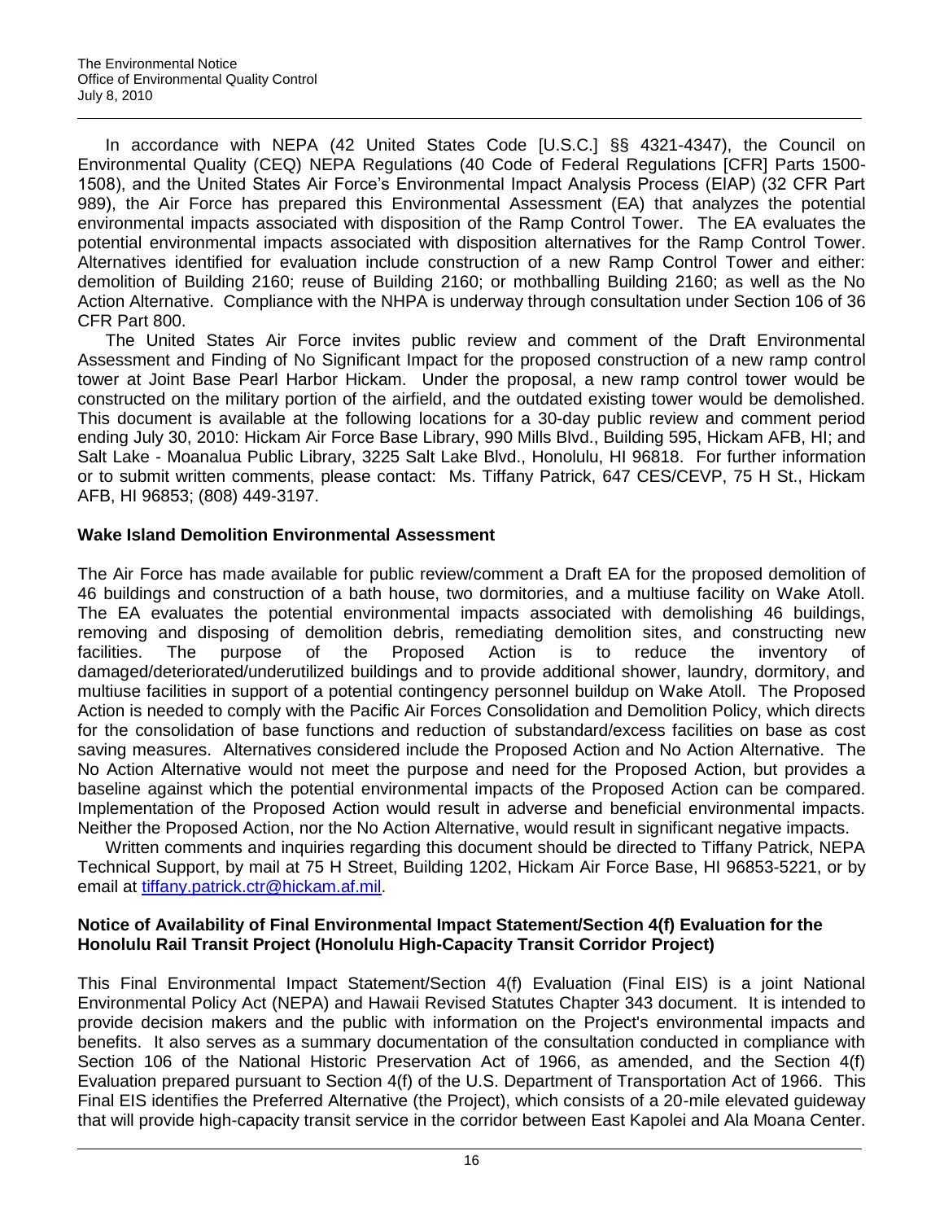In accordance with NEPA (42 United States Code [U.S.C.] §§ 4321-4347), the Council on Environmental Quality (CEQ) NEPA Regulations (40 Code of Federal Regulations [CFR] Parts 1500-1508), and the United States Air Force's Environmental Impact Analysis Process (EIAP) (32 CFR Part 989), the Air Force has prepared this Environmental Assessment (EA) that analyzes the potential environmental impacts associated with disposition of the Ramp Control Tower. The EA evaluates the potential environmental impacts associated with disposition alternatives for the Ramp Control Tower. Alternatives identified for evaluation include construction of a new Ramp Control Tower and either: demolition of Building 2160; reuse of Building 2160; or mothballing Building 2160; as well as the No Action Alternative. Compliance with the NHPA is underway through consultation under Section 106 of 36 CFR Part 800.

The United States Air Force invites public review and comment of the Draft Environmental Assessment and Finding of No Significant Impact for the proposed construction of a new ramp control tower at Joint Base Pearl Harbor Hickam. Under the proposal, a new ramp control tower would be constructed on the military portion of the airfield, and the outdated existing tower would be demolished. This document is available at the following locations for a 30-day public review and comment period ending July 30, 2010: Hickam Air Force Base Library, 990 Mills Blvd., Building 595, Hickam AFB, HI; and Salt Lake - Moanalua Public Library, 3225 Salt Lake Blvd., Honolulu, HI 96818. For further information or to submit written comments, please contact: Ms. Tiffany Patrick, 647 CES/CEVP, 75 H St., Hickam AFB, HI 96853; (808) 449-3197.

**Wake Island Demolition Environmental Assessment**

The Air Force has made available for public review/comment a Draft EA for the proposed demolition of 46 buildings and construction of a bath house, two dormitories, and a multiuse facility on Wake Atoll. The EA evaluates the potential environmental impacts associated with demolishing 46 buildings, removing and disposing of demolition debris, remediating demolition sites, and constructing new facilities. The purpose of the Proposed Action is to reduce the inventory of damaged/deteriorated/underutilized buildings and to provide additional shower, laundry, dormitory, and multiuse facilities in support of a potential contingency personnel buildup on Wake Atoll. The Proposed Action is needed to comply with the Pacific Air Forces Consolidation and Demolition Policy, which directs for the consolidation of base functions and reduction of substandard/excess facilities on base as cost saving measures. Alternatives considered include the Proposed Action and No Action Alternative. The No Action Alternative would not meet the purpose and need for the Proposed Action, but provides a baseline against which the potential environmental impacts of the Proposed Action can be compared. Implementation of the Proposed Action would result in adverse and beneficial environmental impacts. Neither the Proposed Action, nor the No Action Alternative, would result in significant negative impacts.

Written comments and inquiries regarding this document should be directed to Tiffany Patrick, NEPA Technical Support, by mail at 75 H Street, Building 1202, Hickam Air Force Base, HI 96853-5221, or by email at tiffany.patrick.ctr@hickam.af.mil.

**Notice of Availability of Final Environmental Impact Statement/Section 4(f) Evaluation for the Honolulu Rail Transit Project (Honolulu High-Capacity Transit Corridor Project)**

This Final Environmental Impact Statement/Section 4(f) Evaluation (Final EIS) is a joint National Environmental Policy Act (NEPA) and Hawaii Revised Statutes Chapter 343 document. It is intended to provide decision makers and the public with information on the Project's environmental impacts and benefits. It also serves as a summary documentation of the consultation conducted in compliance with Section 106 of the National Historic Preservation Act of 1966, as amended, and the Section 4(f) Evaluation prepared pursuant to Section 4(f) of the U.S. Department of Transportation Act of 1966. This Final EIS identifies the Preferred Alternative (the Project), which consists of a 20-mile elevated guideway that will provide high-capacity transit service in the corridor between East Kapolei and Ala Moana Center.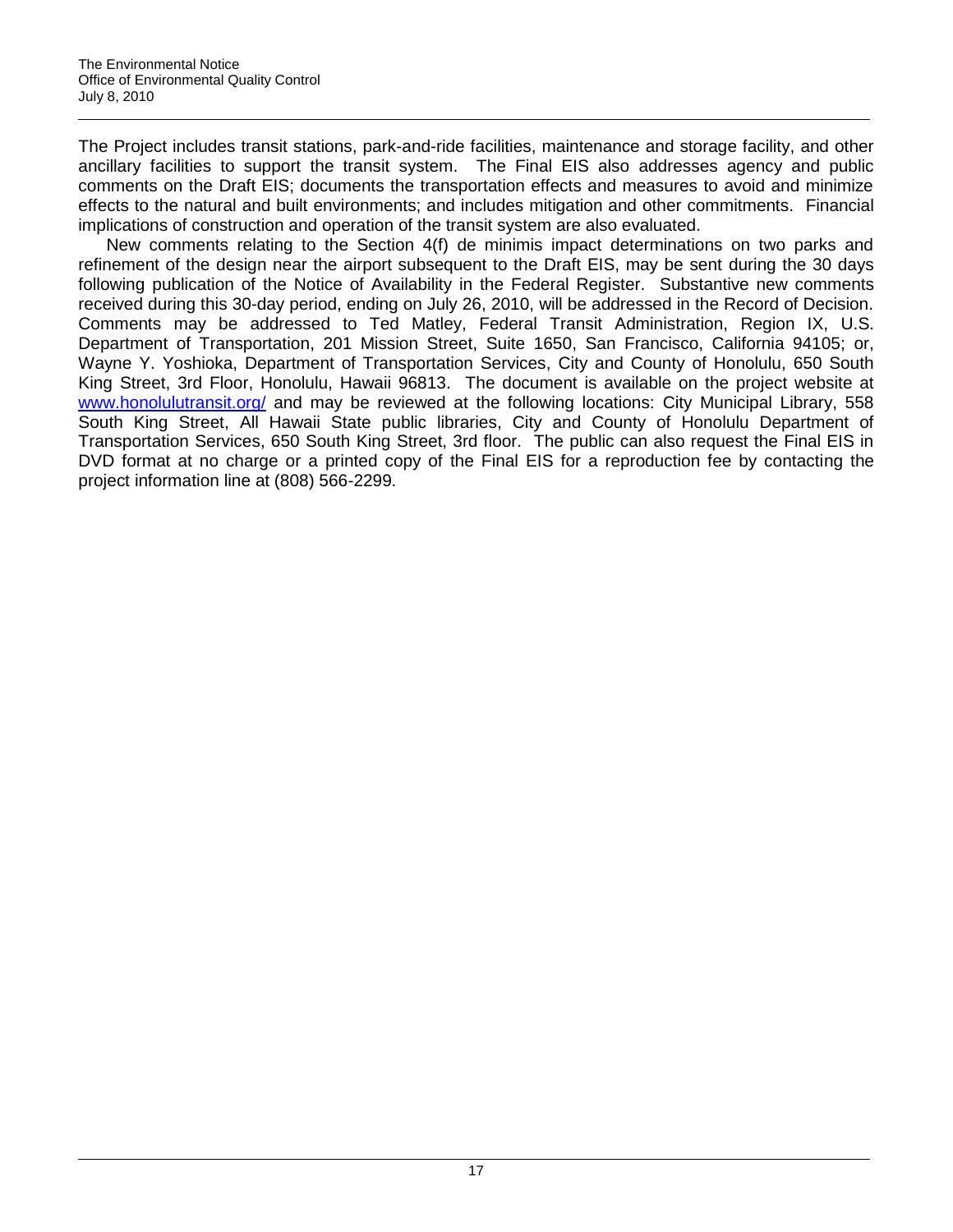The Project includes transit stations, park-and-ride facilities, maintenance and storage facility, and other ancillary facilities to support the transit system. The Final EIS also addresses agency and public comments on the Draft EIS; documents the transportation effects and measures to avoid and minimize effects to the natural and built environments; and includes mitigation and other commitments. Financial implications of construction and operation of the transit system are also evaluated.

New comments relating to the Section 4(f) de minimis impact determinations on two parks and refinement of the design near the airport subsequent to the Draft EIS, may be sent during the 30 days following publication of the Notice of Availability in the Federal Register. Substantive new comments received during this 30-day period, ending on July 26, 2010, will be addressed in the Record of Decision. Comments may be addressed to Ted Matley, Federal Transit Administration, Region IX, U.S. Department of Transportation, 201 Mission Street, Suite 1650, San Francisco, California 94105; or, Wayne Y. Yoshioka, Department of Transportation Services, City and County of Honolulu, 650 South King Street, 3rd Floor, Honolulu, Hawaii 96813. The document is available on the project website at [www.honolulutransit.org/](http://www.honolulutransit.org/) and may be reviewed at the following locations: City Municipal Library, 558 South King Street, All Hawaii State public libraries, City and County of Honolulu Department of Transportation Services, 650 South King Street, 3rd floor. The public can also request the Final EIS in DVD format at no charge or a printed copy of the Final EIS for a reproduction fee by contacting the project information line at (808) 566-2299.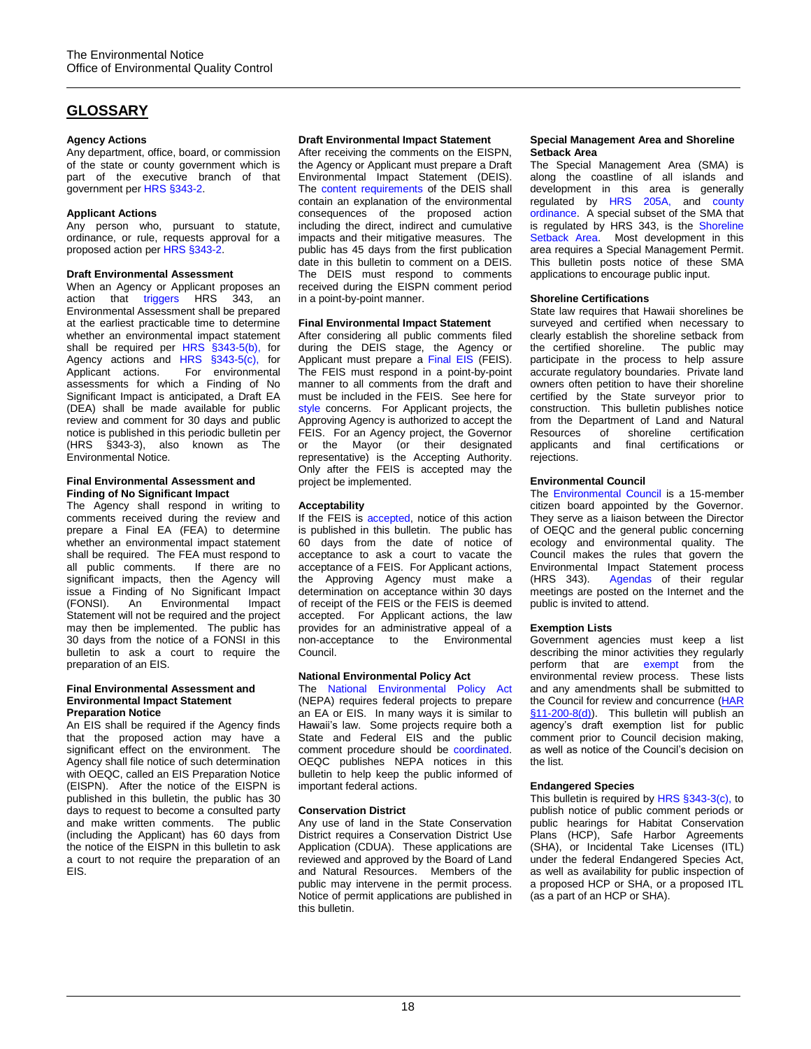## GLOSSARY

**Agency Actions**
Any department, office, board, or commission of the state or county government which is part of the executive branch of that government per HRS §343-2.

**Applicant Actions**
Any person who, pursuant to statute, ordinance, or rule, requests approval for a proposed action per HRS §343-2.

**Draft Environmental Assessment**
When an Agency or Applicant proposes an action that triggers HRS 343, an Environmental Assessment shall be prepared at the earliest practicable time to determine whether an environmental impact statement shall be required per HRS §343-5(b), for Agency actions and HRS §343-5(c), for Applicant actions. For environmental assessments for which a Finding of No Significant Impact is anticipated, a Draft EA (DEA) shall be made available for public review and comment for 30 days and public notice is published in this periodic bulletin per (HRS §343-3), also known as The Environmental Notice.

**Final Environmental Assessment and Finding of No Significant Impact**
The Agency shall respond in writing to comments received during the review and prepare a Final EA (FEA) to determine whether an environmental impact statement shall be required. The FEA must respond to all public comments. If there are no significant impacts, then the Agency will issue a Finding of No Significant Impact (FONSI). An Environmental Impact Statement will not be required and the project may then be implemented. The public has 30 days from the notice of a FONSI in this bulletin to ask a court to require the preparation of an EIS.

**Final Environmental Assessment and Environmental Impact Statement Preparation Notice**
An EIS shall be required if the Agency finds that the proposed action may have a significant effect on the environment. The Agency shall file notice of such determination with OEQC, called an EIS Preparation Notice (EISPN). After the notice of the EISPN is published in this bulletin, the public has 30 days to request to become a consulted party and make written comments. The public (including the Applicant) has 60 days from the notice of the EISPN in this bulletin to ask a court to not require the preparation of an EIS.

**Draft Environmental Impact Statement**
After receiving the comments on the EISPN, the Agency or Applicant must prepare a Draft Environmental Impact Statement (DEIS). The content requirements of the DEIS shall contain an explanation of the environmental consequences of the proposed action including the direct, indirect and cumulative impacts and their mitigative measures. The public has 45 days from the first publication date in this bulletin to comment on a DEIS. The DEIS must respond to comments received during the EISPN comment period in a point-by-point manner.

**Final Environmental Impact Statement**
After considering all public comments filed during the DEIS stage, the Agency or Applicant must prepare a Final EIS (FEIS). The FEIS must respond in a point-by-point manner to all comments from the draft and must be included in the FEIS. See here for style concerns. For Applicant projects, the Approving Agency is authorized to accept the FEIS. For an Agency project, the Governor or the Mayor (or their designated representative) is the Accepting Authority. Only after the FEIS is accepted may the project be implemented.

**Acceptability**
If the FEIS is accepted, notice of this action is published in this bulletin. The public has 60 days from the date of notice of acceptance to ask a court to vacate the acceptance of a FEIS. For Applicant actions, the Approving Agency must make a determination on acceptance within 30 days of receipt of the FEIS or the FEIS is deemed accepted. For Applicant actions, the law provides for an administrative appeal of a non-acceptance to the Environmental Council.

**National Environmental Policy Act**
The National Environmental Policy Act (NEPA) requires federal projects to prepare an EA or EIS. In many ways it is similar to Hawaii's law. Some projects require both a State and Federal EIS and the public comment procedure should be coordinated. OEQC publishes NEPA notices in this bulletin to help keep the public informed of important federal actions.

**Conservation District**
Any use of land in the State Conservation District requires a Conservation District Use Application (CDUA). These applications are reviewed and approved by the Board of Land and Natural Resources. Members of the public may intervene in the permit process. Notice of permit applications are published in this bulletin.

**Special Management Area and Shoreline Setback Area**
The Special Management Area (SMA) is along the coastline of all islands and development in this area is generally regulated by HRS 205A, and county ordinance. A special subset of the SMA that is regulated by HRS 343, is the Shoreline Setback Area. Most development in this area requires a Special Management Permit. This bulletin posts notice of these SMA applications to encourage public input.

**Shoreline Certifications**
State law requires that Hawaii shorelines be surveyed and certified when necessary to clearly establish the shoreline setback from the certified shoreline. The public may participate in the process to help assure accurate regulatory boundaries. Private land owners often petition to have their shoreline certified by the State surveyor prior to construction. This bulletin publishes notice from the Department of Land and Natural Resources of shoreline certification applicants and final certifications or rejections.

**Environmental Council**
The Environmental Council is a 15-member citizen board appointed by the Governor. They serve as a liaison between the Director of OEQC and the general public concerning ecology and environmental quality. The Council makes the rules that govern the Environmental Impact Statement process (HRS 343). Agendas of their regular meetings are posted on the Internet and the public is invited to attend.

**Exemption Lists**
Government agencies must keep a list describing the minor activities they regularly perform that are exempt from the environmental review process. These lists and any amendments shall be submitted to the Council for review and concurrence (HAR §11-200-8(d)). This bulletin will publish an agency's draft exemption list for public comment prior to Council decision making, as well as notice of the Council's decision on the list.

**Endangered Species**
This bulletin is required by HRS §343-3(c), to publish notice of public comment periods or public hearings for Habitat Conservation Plans (HCP), Safe Harbor Agreements (SHA), or Incidental Take Licenses (ITL) under the federal Endangered Species Act, as well as availability for public inspection of a proposed HCP or SHA, or a proposed ITL (as a part of an HCP or SHA).